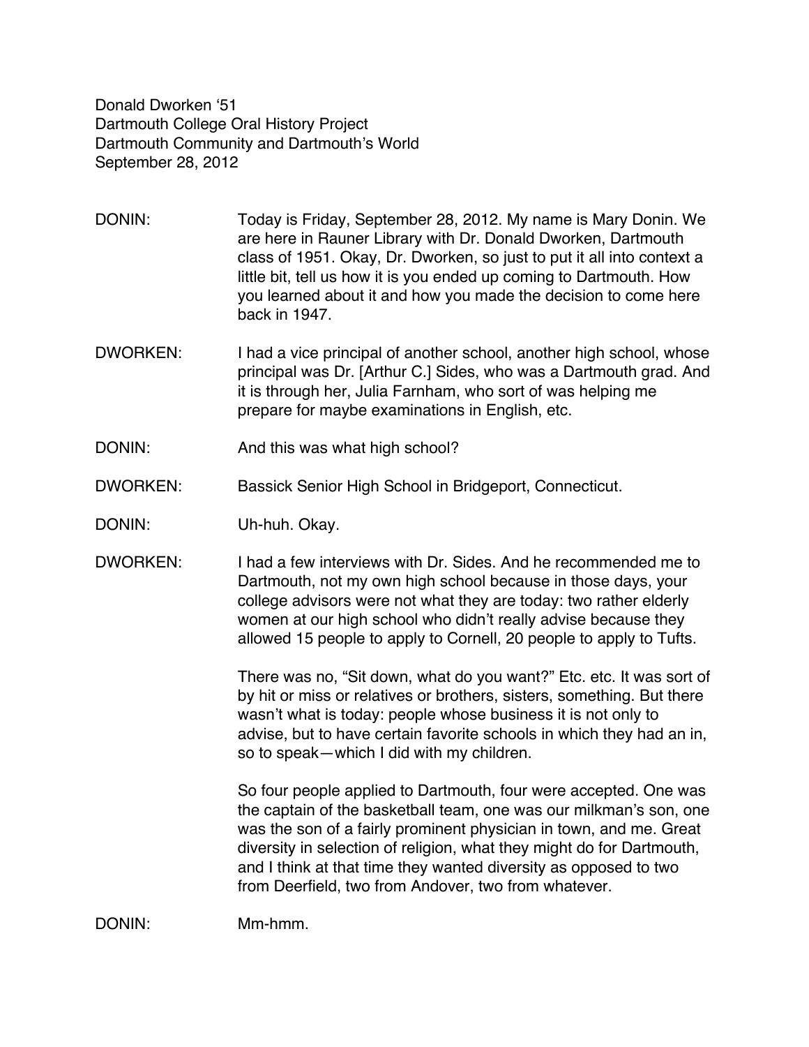Donald Dworken '51
Dartmouth College Oral History Project
Dartmouth Community and Dartmouth's World
September 28, 2012

DONIN: Today is Friday, September 28, 2012. My name is Mary Donin. We are here in Rauner Library with Dr. Donald Dworken, Dartmouth class of 1951. Okay, Dr. Dworken, so just to put it all into context a little bit, tell us how it is you ended up coming to Dartmouth. How you learned about it and how you made the decision to come here back in 1947.

DWORKEN: I had a vice principal of another school, another high school, whose principal was Dr. [Arthur C.] Sides, who was a Dartmouth grad. And it is through her, Julia Farnham, who sort of was helping me prepare for maybe examinations in English, etc.

DONIN: And this was what high school?

DWORKEN: Bassick Senior High School in Bridgeport, Connecticut.

DONIN: Uh-huh. Okay.

DWORKEN: I had a few interviews with Dr. Sides. And he recommended me to Dartmouth, not my own high school because in those days, your college advisors were not what they are today: two rather elderly women at our high school who didn't really advise because they allowed 15 people to apply to Cornell, 20 people to apply to Tufts.

There was no, "Sit down, what do you want?" Etc. etc. It was sort of by hit or miss or relatives or brothers, sisters, something. But there wasn't what is today: people whose business it is not only to advise, but to have certain favorite schools in which they had an in, so to speak—which I did with my children.

So four people applied to Dartmouth, four were accepted. One was the captain of the basketball team, one was our milkman's son, one was the son of a fairly prominent physician in town, and me. Great diversity in selection of religion, what they might do for Dartmouth, and I think at that time they wanted diversity as opposed to two from Deerfield, two from Andover, two from whatever.

DONIN: Mm-hmm.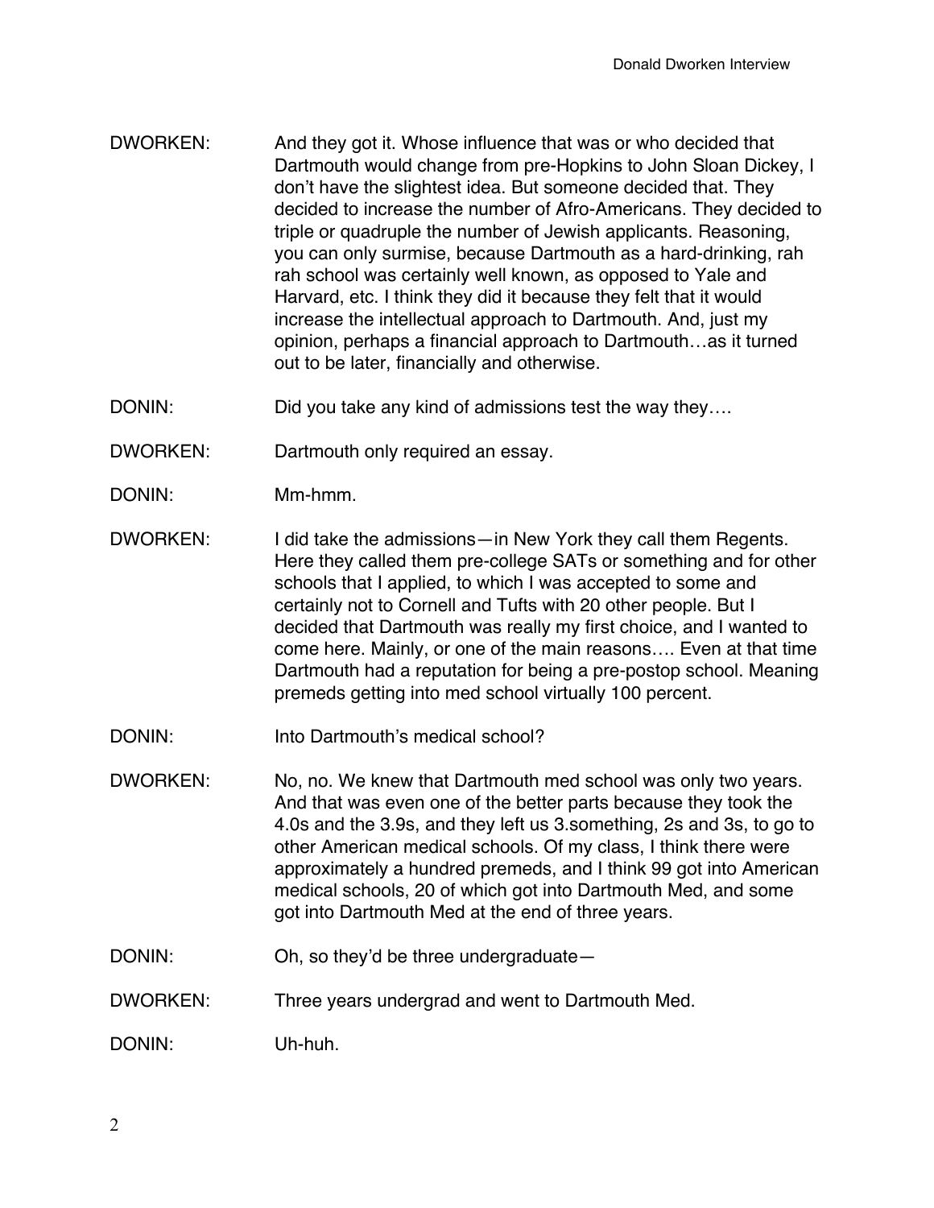DWORKEN: And they got it. Whose influence that was or who decided that Dartmouth would change from pre-Hopkins to John Sloan Dickey, I don't have the slightest idea. But someone decided that. They decided to increase the number of Afro-Americans. They decided to triple or quadruple the number of Jewish applicants. Reasoning, you can only surmise, because Dartmouth as a hard-drinking, rah rah school was certainly well known, as opposed to Yale and Harvard, etc. I think they did it because they felt that it would increase the intellectual approach to Dartmouth. And, just my opinion, perhaps a financial approach to Dartmouth…as it turned out to be later, financially and otherwise.

DONIN: Did you take any kind of admissions test the way they….

DWORKEN: Dartmouth only required an essay.

DONIN: Mm-hmm.

DWORKEN: I did take the admissions—in New York they call them Regents. Here they called them pre-college SATs or something and for other schools that I applied, to which I was accepted to some and certainly not to Cornell and Tufts with 20 other people. But I decided that Dartmouth was really my first choice, and I wanted to come here. Mainly, or one of the main reasons…. Even at that time Dartmouth had a reputation for being a pre-postop school. Meaning premeds getting into med school virtually 100 percent.

DONIN: Into Dartmouth's medical school?

DWORKEN: No, no. We knew that Dartmouth med school was only two years. And that was even one of the better parts because they took the 4.0s and the 3.9s, and they left us 3.something, 2s and 3s, to go to other American medical schools. Of my class, I think there were approximately a hundred premeds, and I think 99 got into American medical schools, 20 of which got into Dartmouth Med, and some got into Dartmouth Med at the end of three years.

DONIN: Oh, so they'd be three undergraduate—

DWORKEN: Three years undergrad and went to Dartmouth Med.

DONIN: Uh-huh.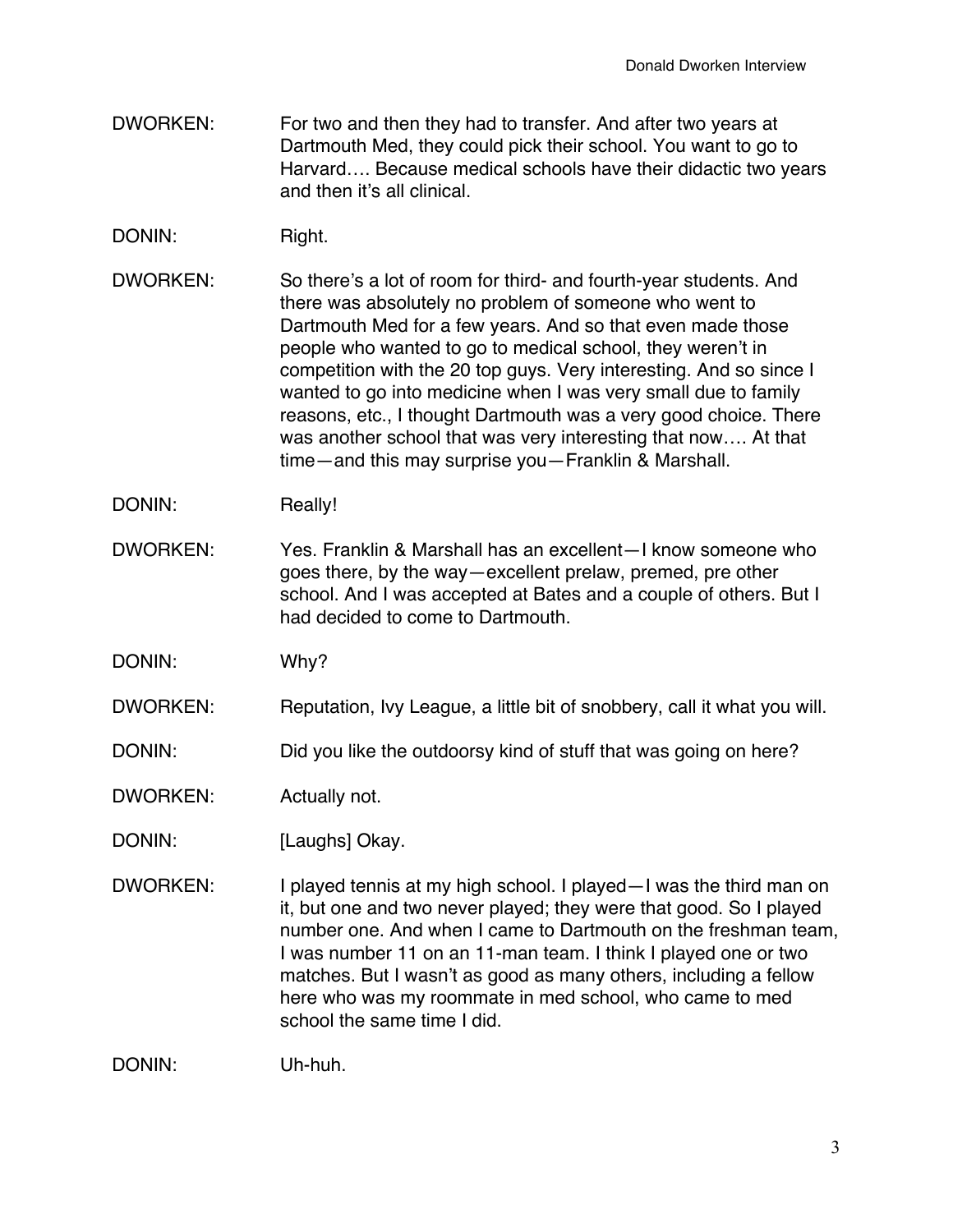DWORKEN: For two and then they had to transfer. And after two years at Dartmouth Med, they could pick their school. You want to go to Harvard…. Because medical schools have their didactic two years and then it's all clinical.

DONIN: Right.

DWORKEN: So there's a lot of room for third- and fourth-year students. And there was absolutely no problem of someone who went to Dartmouth Med for a few years. And so that even made those people who wanted to go to medical school, they weren't in competition with the 20 top guys. Very interesting. And so since I wanted to go into medicine when I was very small due to family reasons, etc., I thought Dartmouth was a very good choice. There was another school that was very interesting that now…. At that time—and this may surprise you—Franklin & Marshall.

DONIN: Really!

DWORKEN: Yes. Franklin & Marshall has an excellent—I know someone who goes there, by the way—excellent prelaw, premed, pre other school. And I was accepted at Bates and a couple of others. But I had decided to come to Dartmouth.

DONIN: Why?

DWORKEN: Reputation, Ivy League, a little bit of snobbery, call it what you will.

DONIN: Did you like the outdoorsy kind of stuff that was going on here?

DWORKEN: Actually not.

DONIN: [Laughs] Okay.

DWORKEN: I played tennis at my high school. I played—I was the third man on it, but one and two never played; they were that good. So I played number one. And when I came to Dartmouth on the freshman team, I was number 11 on an 11-man team. I think I played one or two matches. But I wasn't as good as many others, including a fellow here who was my roommate in med school, who came to med school the same time I did.

DONIN: Uh-huh.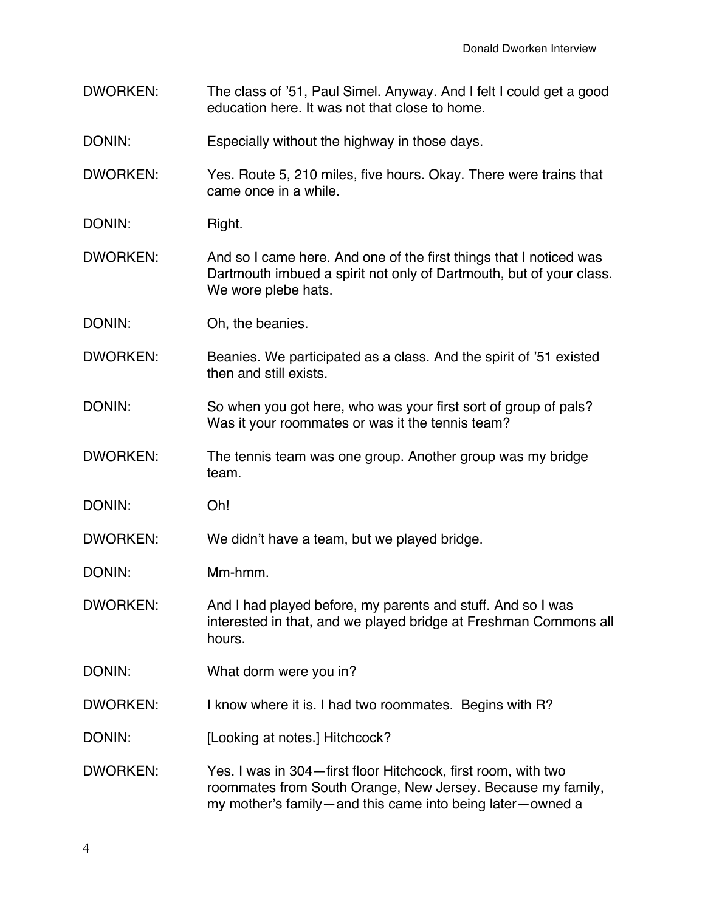DWORKEN: The class of '51, Paul Simel. Anyway. And I felt I could get a good education here. It was not that close to home.

DONIN: Especially without the highway in those days.

DWORKEN: Yes. Route 5, 210 miles, five hours. Okay. There were trains that came once in a while.

DONIN: Right.

DWORKEN: And so I came here. And one of the first things that I noticed was Dartmouth imbued a spirit not only of Dartmouth, but of your class. We wore plebe hats.

DONIN: Oh, the beanies.

DWORKEN: Beanies. We participated as a class. And the spirit of '51 existed then and still exists.

DONIN: So when you got here, who was your first sort of group of pals? Was it your roommates or was it the tennis team?

DWORKEN: The tennis team was one group. Another group was my bridge team.

DONIN: Oh!

DWORKEN: We didn't have a team, but we played bridge.

DONIN: Mm-hmm.

DWORKEN: And I had played before, my parents and stuff. And so I was interested in that, and we played bridge at Freshman Commons all hours.

DONIN: What dorm were you in?

DWORKEN: I know where it is. I had two roommates. Begins with R?

DONIN: [Looking at notes.] Hitchcock?

DWORKEN: Yes. I was in 304—first floor Hitchcock, first room, with two roommates from South Orange, New Jersey. Because my family, my mother's family—and this came into being later—owned a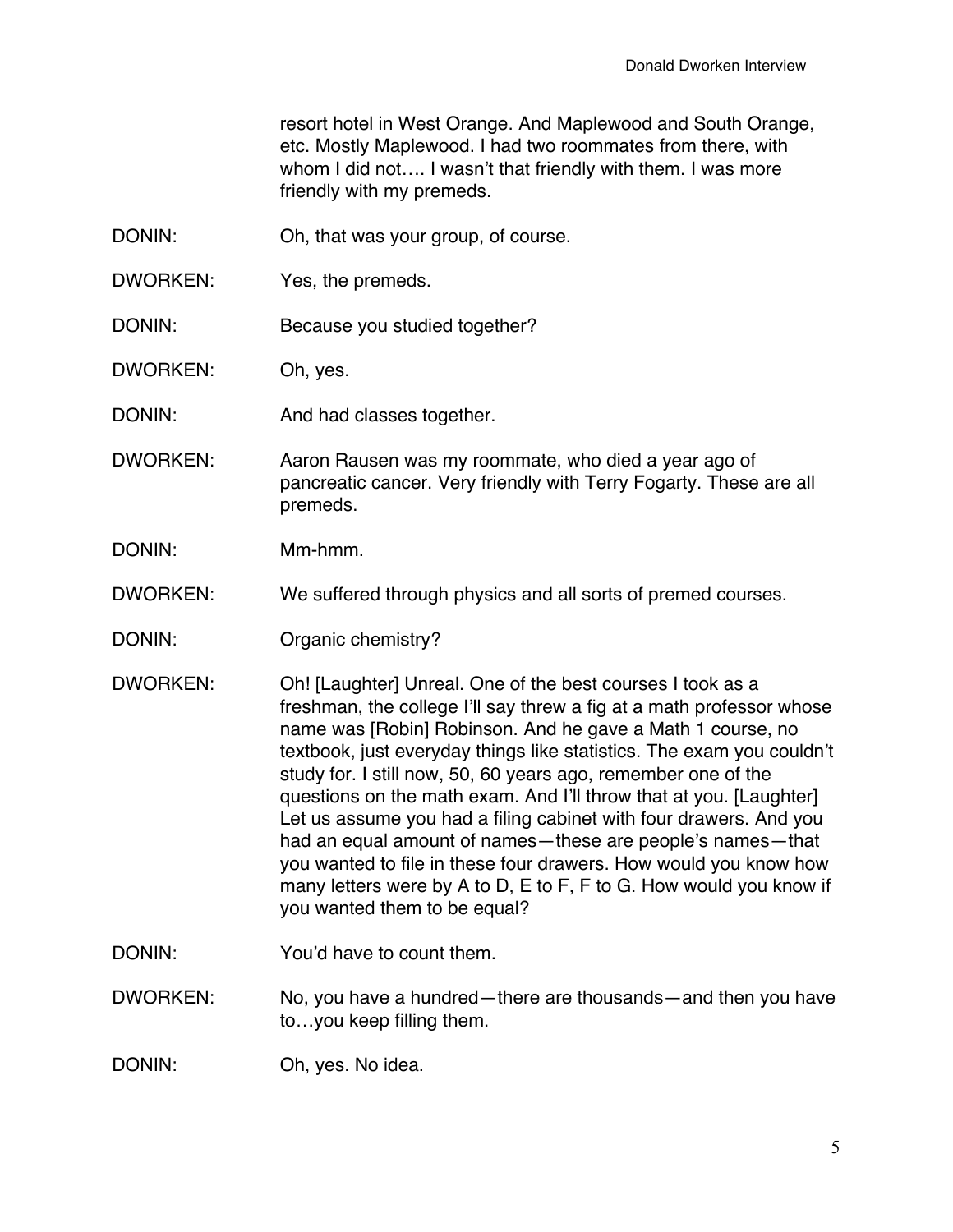resort hotel in West Orange. And Maplewood and South Orange, etc. Mostly Maplewood. I had two roommates from there, with whom I did not…. I wasn't that friendly with them. I was more friendly with my premeds.

DONIN: Oh, that was your group, of course.

DWORKEN: Yes, the premeds.

DONIN: Because you studied together?

DWORKEN: Oh, yes.

DONIN: And had classes together.

DWORKEN: Aaron Rausen was my roommate, who died a year ago of pancreatic cancer. Very friendly with Terry Fogarty. These are all premeds.

DONIN: Mm-hmm.

DWORKEN: We suffered through physics and all sorts of premed courses.

DONIN: Organic chemistry?

DWORKEN: Oh! [Laughter] Unreal. One of the best courses I took as a freshman, the college I'll say threw a fig at a math professor whose name was [Robin] Robinson. And he gave a Math 1 course, no textbook, just everyday things like statistics. The exam you couldn't study for. I still now, 50, 60 years ago, remember one of the questions on the math exam. And I'll throw that at you. [Laughter] Let us assume you had a filing cabinet with four drawers. And you had an equal amount of names—these are people's names—that you wanted to file in these four drawers. How would you know how many letters were by A to D, E to F, F to G. How would you know if you wanted them to be equal?

DONIN: You'd have to count them.

DWORKEN: No, you have a hundred—there are thousands—and then you have to…you keep filling them.

DONIN: Oh, yes. No idea.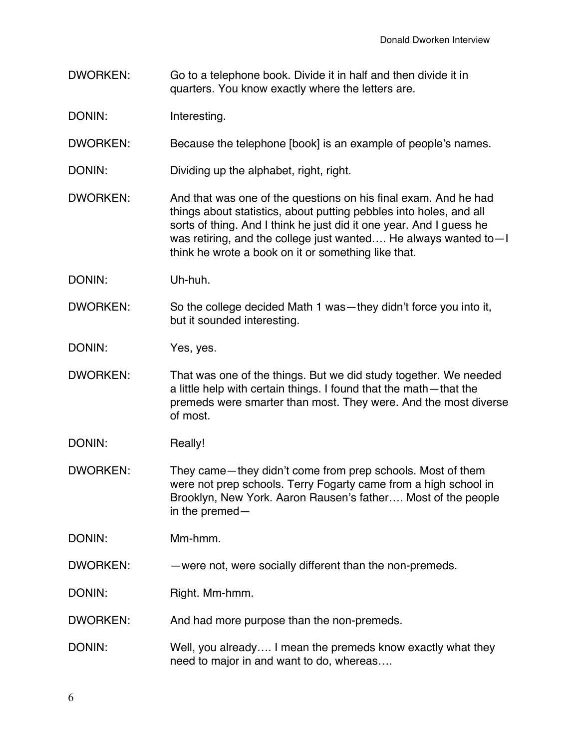DWORKEN: Go to a telephone book. Divide it in half and then divide it in quarters. You know exactly where the letters are.

DONIN: Interesting.

DWORKEN: Because the telephone [book] is an example of people's names.

DONIN: Dividing up the alphabet, right, right.

DWORKEN: And that was one of the questions on his final exam. And he had things about statistics, about putting pebbles into holes, and all sorts of thing. And I think he just did it one year. And I guess he was retiring, and the college just wanted…. He always wanted to—I think he wrote a book on it or something like that.

DONIN: Uh-huh.

DWORKEN: So the college decided Math 1 was—they didn't force you into it, but it sounded interesting.

DONIN: Yes, yes.

DWORKEN: That was one of the things. But we did study together. We needed a little help with certain things. I found that the math—that the premeds were smarter than most. They were. And the most diverse of most.

DONIN: Really!

DWORKEN: They came—they didn't come from prep schools. Most of them were not prep schools. Terry Fogarty came from a high school in Brooklyn, New York. Aaron Rausen's father…. Most of the people in the premed—

DONIN: Mm-hmm.

DWORKEN: —were not, were socially different than the non-premeds.

DONIN: Right. Mm-hmm.

DWORKEN: And had more purpose than the non-premeds.

DONIN: Well, you already…. I mean the premeds know exactly what they need to major in and want to do, whereas….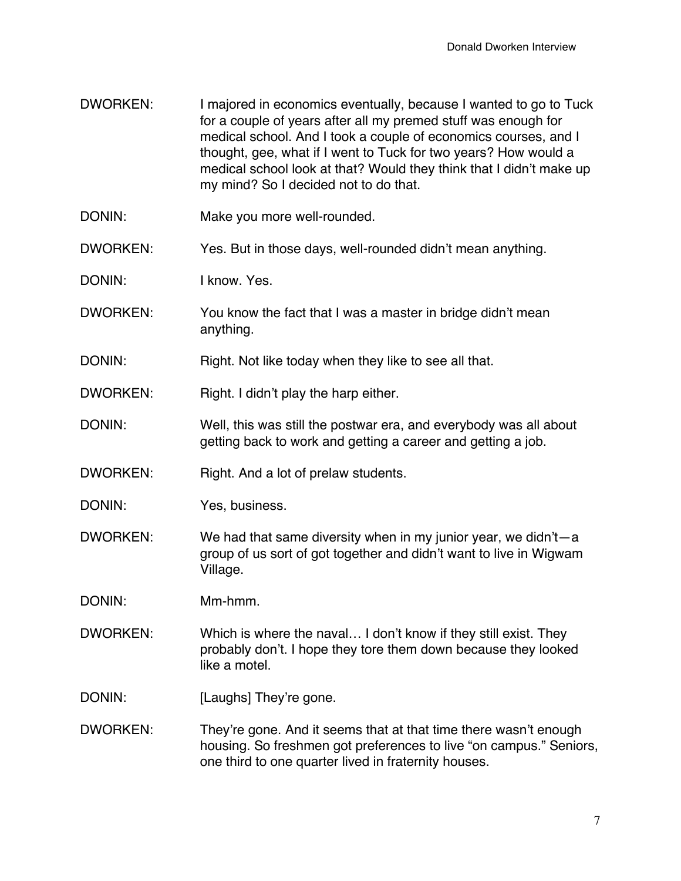DWORKEN: I majored in economics eventually, because I wanted to go to Tuck for a couple of years after all my premed stuff was enough for medical school. And I took a couple of economics courses, and I thought, gee, what if I went to Tuck for two years? How would a medical school look at that? Would they think that I didn't make up my mind? So I decided not to do that.

DONIN: Make you more well-rounded.

DWORKEN: Yes. But in those days, well-rounded didn't mean anything.

DONIN: I know. Yes.

DWORKEN: You know the fact that I was a master in bridge didn't mean anything.

DONIN: Right. Not like today when they like to see all that.

DWORKEN: Right. I didn't play the harp either.

DONIN: Well, this was still the postwar era, and everybody was all about getting back to work and getting a career and getting a job.

DWORKEN: Right. And a lot of prelaw students.

DONIN: Yes, business.

DWORKEN: We had that same diversity when in my junior year, we didn't—a group of us sort of got together and didn't want to live in Wigwam Village.

DONIN: Mm-hmm.

DWORKEN: Which is where the naval… I don't know if they still exist. They probably don't. I hope they tore them down because they looked like a motel.

DONIN: [Laughs] They're gone.

DWORKEN: They're gone. And it seems that at that time there wasn't enough housing. So freshmen got preferences to live "on campus." Seniors, one third to one quarter lived in fraternity houses.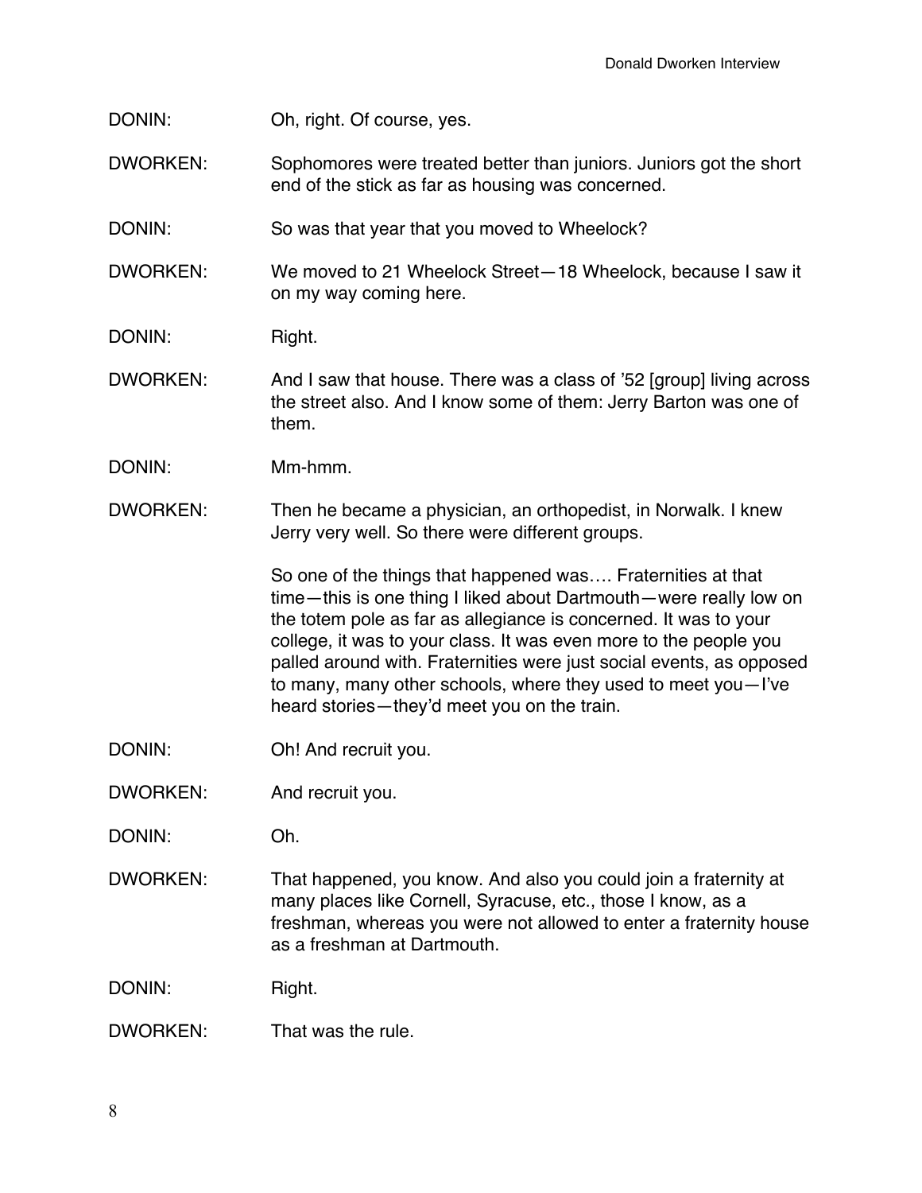DONIN: Oh, right. Of course, yes.

DWORKEN: Sophomores were treated better than juniors. Juniors got the short end of the stick as far as housing was concerned.

DONIN: So was that year that you moved to Wheelock?

DWORKEN: We moved to 21 Wheelock Street—18 Wheelock, because I saw it on my way coming here.

DONIN: Right.

DWORKEN: And I saw that house. There was a class of '52 [group] living across the street also. And I know some of them: Jerry Barton was one of them.

DONIN: Mm-hmm.

DWORKEN: Then he became a physician, an orthopedist, in Norwalk. I knew Jerry very well. So there were different groups.

So one of the things that happened was…. Fraternities at that time—this is one thing I liked about Dartmouth—were really low on the totem pole as far as allegiance is concerned. It was to your college, it was to your class. It was even more to the people you palled around with. Fraternities were just social events, as opposed to many, many other schools, where they used to meet you—I've heard stories—they'd meet you on the train.

DONIN: Oh! And recruit you.

DWORKEN: And recruit you.

DONIN: Oh.

DWORKEN: That happened, you know. And also you could join a fraternity at many places like Cornell, Syracuse, etc., those I know, as a freshman, whereas you were not allowed to enter a fraternity house as a freshman at Dartmouth.

DONIN: Right.

DWORKEN: That was the rule.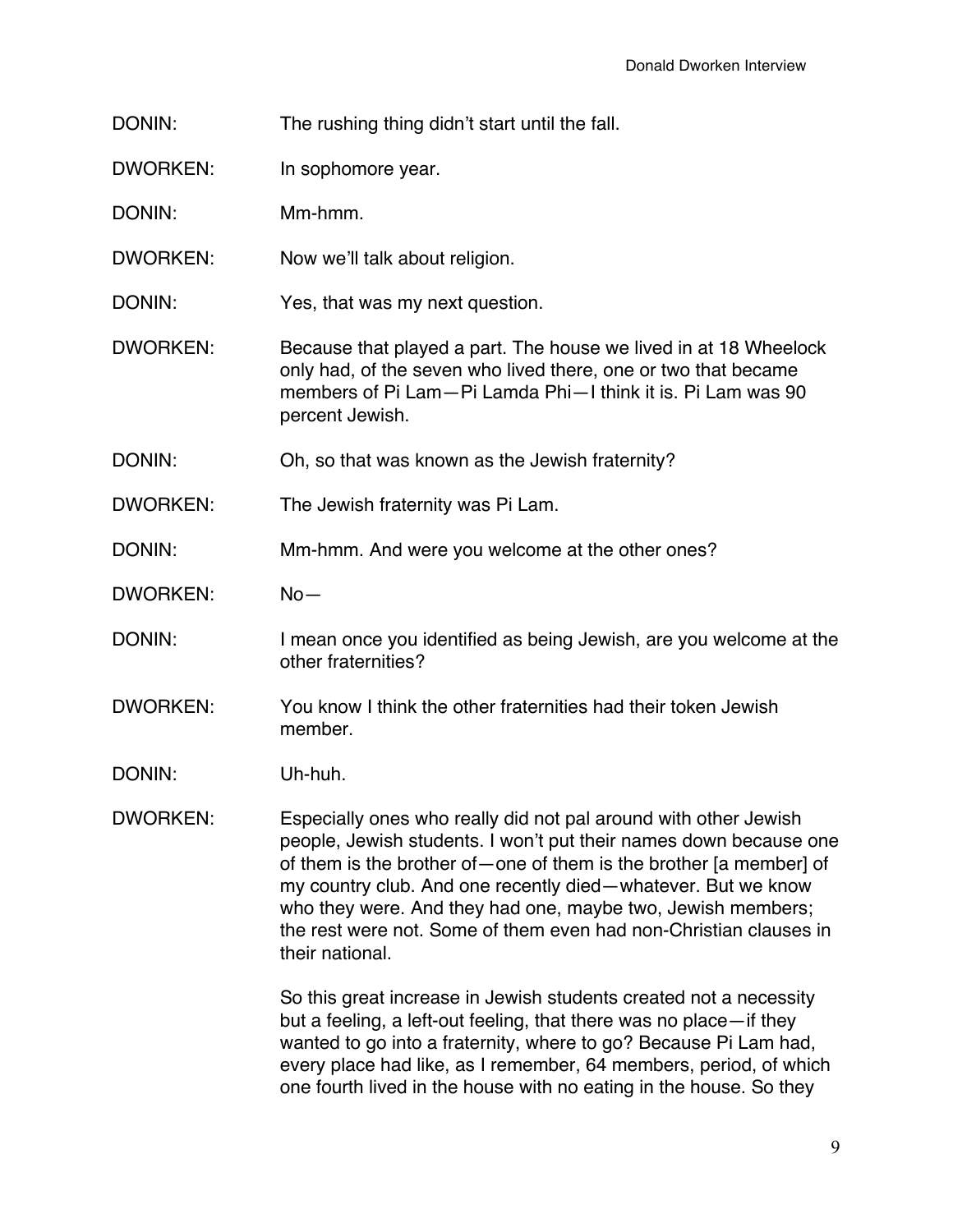DONIN: The rushing thing didn't start until the fall.

DWORKEN: In sophomore year.

DONIN: Mm-hmm.

DWORKEN: Now we'll talk about religion.

DONIN: Yes, that was my next question.

DWORKEN: Because that played a part. The house we lived in at 18 Wheelock only had, of the seven who lived there, one or two that became members of Pi Lam—Pi Lamda Phi—I think it is. Pi Lam was 90 percent Jewish.

DONIN: Oh, so that was known as the Jewish fraternity?

DWORKEN: The Jewish fraternity was Pi Lam.

DONIN: Mm-hmm. And were you welcome at the other ones?

DWORKEN: No—

DONIN: I mean once you identified as being Jewish, are you welcome at the other fraternities?

DWORKEN: You know I think the other fraternities had their token Jewish member.

DONIN: Uh-huh.

DWORKEN: Especially ones who really did not pal around with other Jewish people, Jewish students. I won't put their names down because one of them is the brother of—one of them is the brother [a member] of my country club. And one recently died—whatever. But we know who they were. And they had one, maybe two, Jewish members; the rest were not. Some of them even had non-Christian clauses in their national.

So this great increase in Jewish students created not a necessity but a feeling, a left-out feeling, that there was no place—if they wanted to go into a fraternity, where to go? Because Pi Lam had, every place had like, as I remember, 64 members, period, of which one fourth lived in the house with no eating in the house. So they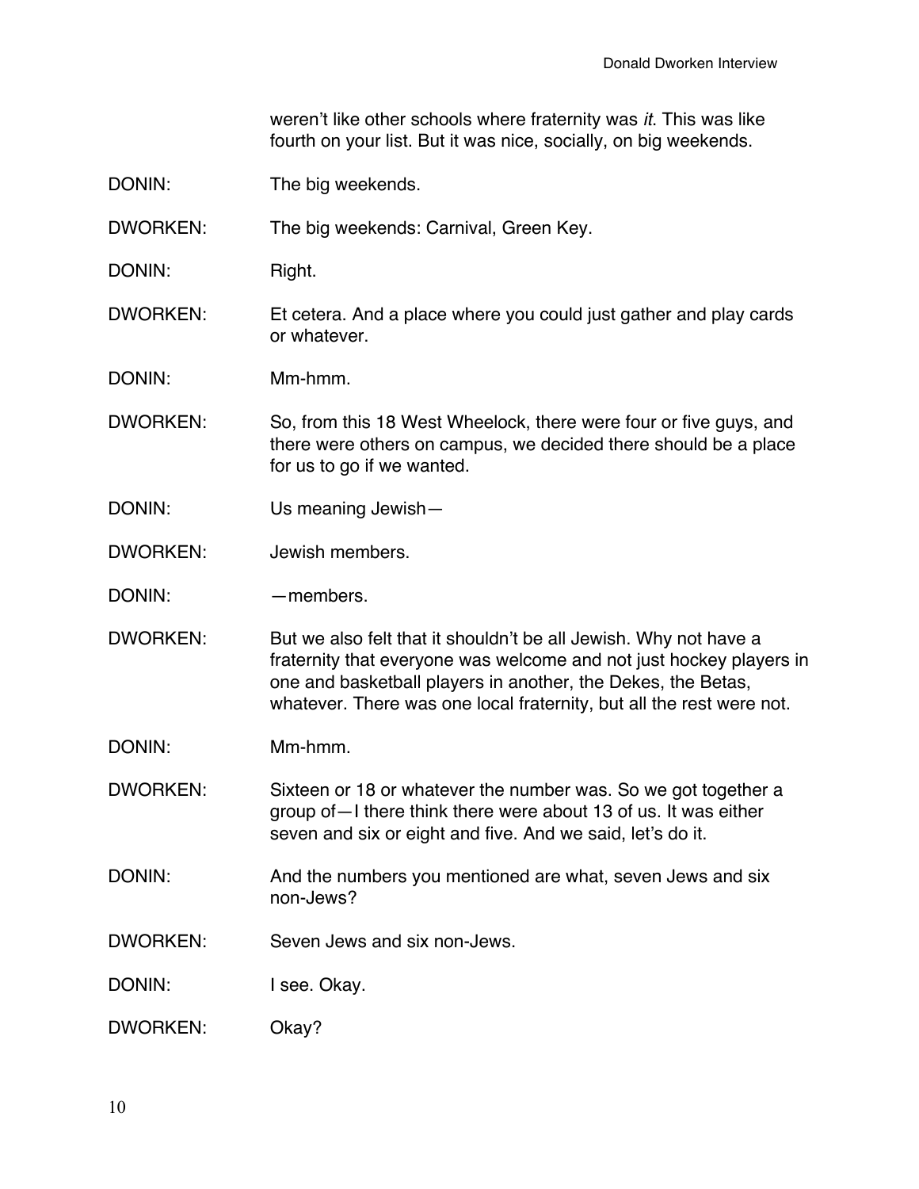weren't like other schools where fraternity was *it*. This was like fourth on your list. But it was nice, socially, on big weekends.

DONIN: The big weekends.

DWORKEN: The big weekends: Carnival, Green Key.

DONIN: Right.

DWORKEN: Et cetera. And a place where you could just gather and play cards or whatever.

DONIN: Mm-hmm.

DWORKEN: So, from this 18 West Wheelock, there were four or five guys, and there were others on campus, we decided there should be a place for us to go if we wanted.

DONIN: Us meaning Jewish—

DWORKEN: Jewish members.

DONIN: —members.

DWORKEN: But we also felt that it shouldn't be all Jewish. Why not have a fraternity that everyone was welcome and not just hockey players in one and basketball players in another, the Dekes, the Betas, whatever. There was one local fraternity, but all the rest were not.

DONIN: Mm-hmm.

DWORKEN: Sixteen or 18 or whatever the number was. So we got together a group of—I there think there were about 13 of us. It was either seven and six or eight and five. And we said, let's do it.

DONIN: And the numbers you mentioned are what, seven Jews and six non-Jews?

DWORKEN: Seven Jews and six non-Jews.

DONIN: I see. Okay.

DWORKEN: Okay?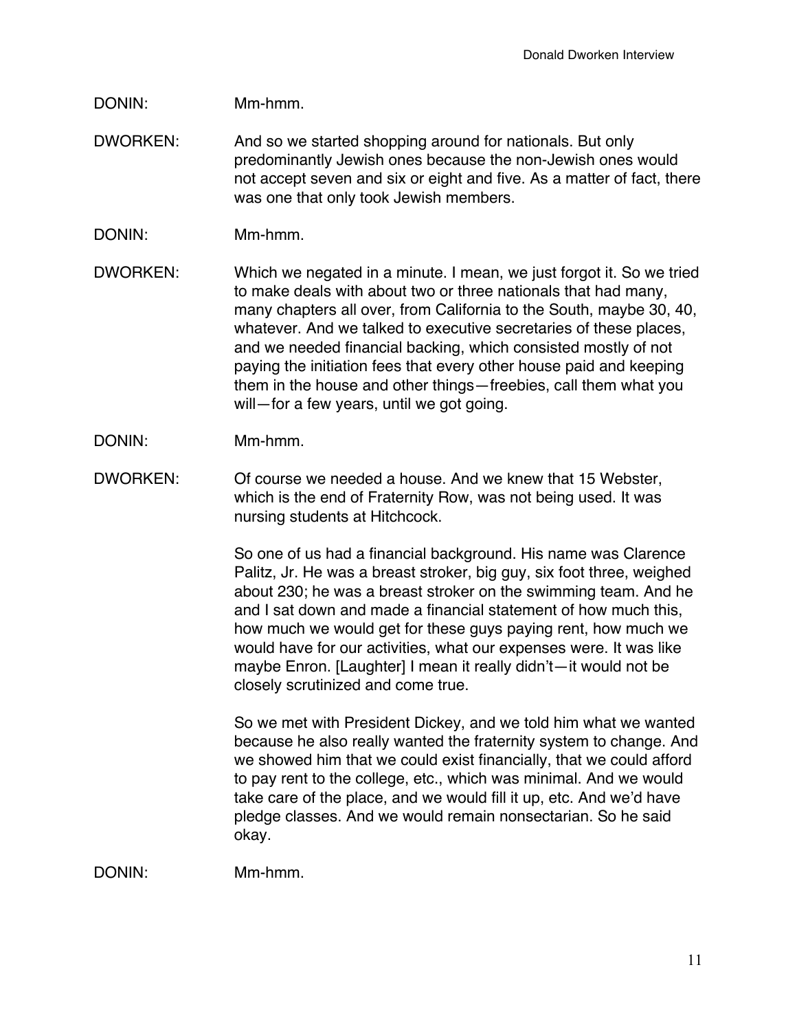DONIN: Mm-hmm.

DWORKEN: And so we started shopping around for nationals. But only predominantly Jewish ones because the non-Jewish ones would not accept seven and six or eight and five. As a matter of fact, there was one that only took Jewish members.

DONIN: Mm-hmm.

DWORKEN: Which we negated in a minute. I mean, we just forgot it. So we tried to make deals with about two or three nationals that had many, many chapters all over, from California to the South, maybe 30, 40, whatever. And we talked to executive secretaries of these places, and we needed financial backing, which consisted mostly of not paying the initiation fees that every other house paid and keeping them in the house and other things—freebies, call them what you will—for a few years, until we got going.

DONIN: Mm-hmm.

DWORKEN: Of course we needed a house. And we knew that 15 Webster, which is the end of Fraternity Row, was not being used. It was nursing students at Hitchcock.

So one of us had a financial background. His name was Clarence Palitz, Jr. He was a breast stroker, big guy, six foot three, weighed about 230; he was a breast stroker on the swimming team. And he and I sat down and made a financial statement of how much this, how much we would get for these guys paying rent, how much we would have for our activities, what our expenses were. It was like maybe Enron. [Laughter] I mean it really didn't—it would not be closely scrutinized and come true.

So we met with President Dickey, and we told him what we wanted because he also really wanted the fraternity system to change. And we showed him that we could exist financially, that we could afford to pay rent to the college, etc., which was minimal. And we would take care of the place, and we would fill it up, etc. And we'd have pledge classes. And we would remain nonsectarian. So he said okay.

DONIN: Mm-hmm.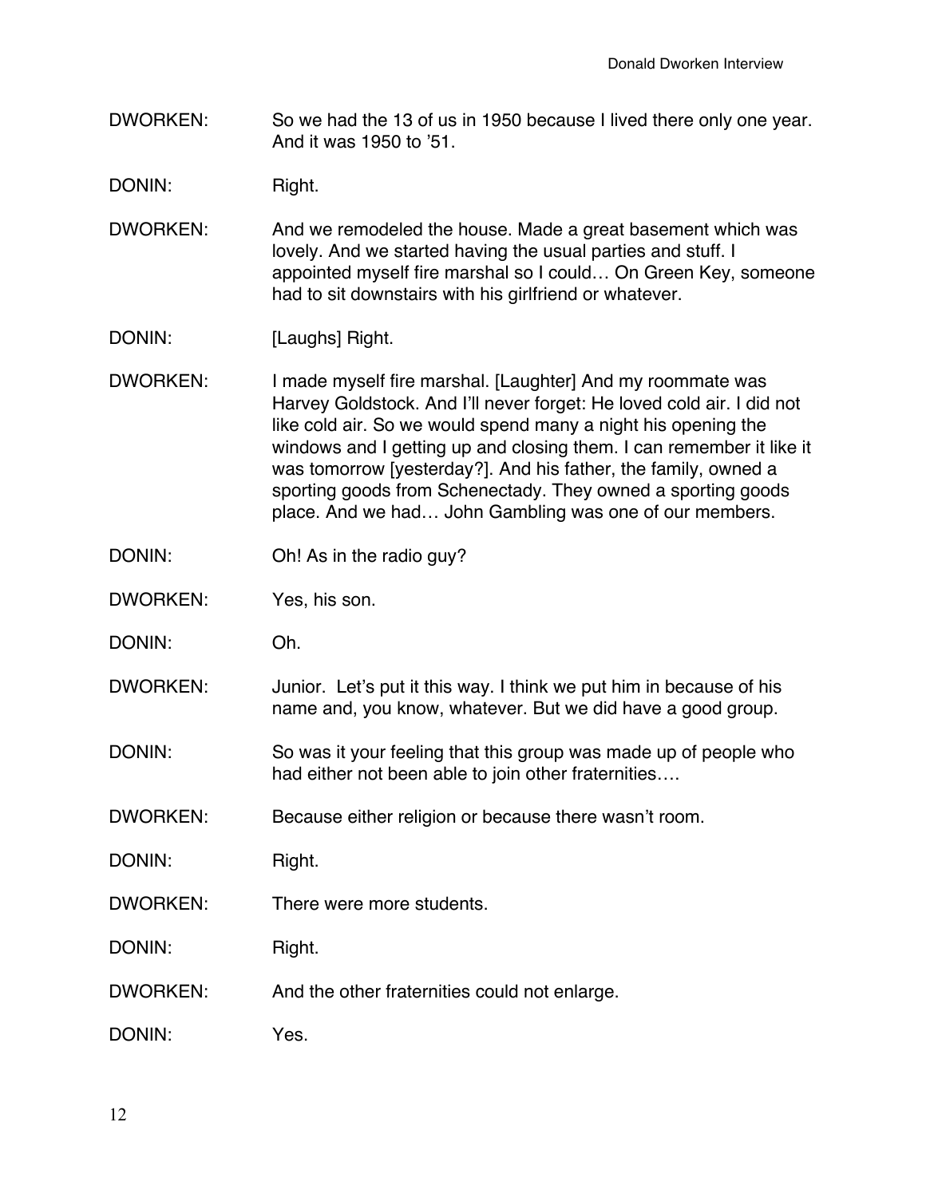DWORKEN: So we had the 13 of us in 1950 because I lived there only one year. And it was 1950 to '51.

DONIN: Right.

DWORKEN: And we remodeled the house. Made a great basement which was lovely. And we started having the usual parties and stuff. I appointed myself fire marshal so I could… On Green Key, someone had to sit downstairs with his girlfriend or whatever.

DONIN: [Laughs] Right.

DWORKEN: I made myself fire marshal. [Laughter] And my roommate was Harvey Goldstock. And I'll never forget: He loved cold air. I did not like cold air. So we would spend many a night his opening the windows and I getting up and closing them. I can remember it like it was tomorrow [yesterday?]. And his father, the family, owned a sporting goods from Schenectady. They owned a sporting goods place. And we had… John Gambling was one of our members.

DONIN: Oh! As in the radio guy?

DWORKEN: Yes, his son.

DONIN: Oh.

DWORKEN: Junior. Let's put it this way. I think we put him in because of his name and, you know, whatever. But we did have a good group.

DONIN: So was it your feeling that this group was made up of people who had either not been able to join other fraternities….

DWORKEN: Because either religion or because there wasn't room.

DONIN: Right.

DWORKEN: There were more students.

DONIN: Right.

DWORKEN: And the other fraternities could not enlarge.

DONIN: Yes.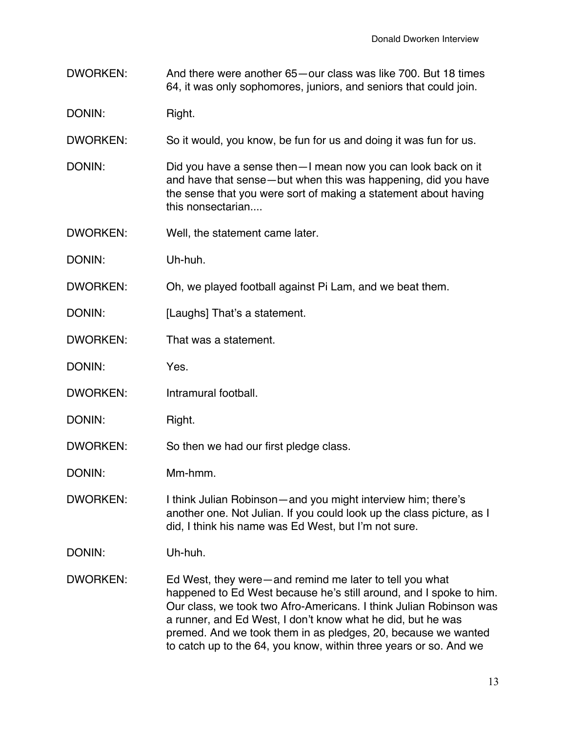DWORKEN: And there were another 65—our class was like 700. But 18 times 64, it was only sophomores, juniors, and seniors that could join.

DONIN: Right.

DWORKEN: So it would, you know, be fun for us and doing it was fun for us.

DONIN: Did you have a sense then—I mean now you can look back on it and have that sense—but when this was happening, did you have the sense that you were sort of making a statement about having this nonsectarian....

DWORKEN: Well, the statement came later.

DONIN: Uh-huh.

DWORKEN: Oh, we played football against Pi Lam, and we beat them.

DONIN: [Laughs] That's a statement.

DWORKEN: That was a statement.

DONIN: Yes.

DWORKEN: Intramural football.

DONIN: Right.

DWORKEN: So then we had our first pledge class.

DONIN: Mm-hmm.

DWORKEN: I think Julian Robinson—and you might interview him; there's another one. Not Julian. If you could look up the class picture, as I did, I think his name was Ed West, but I'm not sure.

DONIN: Uh-huh.

DWORKEN: Ed West, they were—and remind me later to tell you what happened to Ed West because he's still around, and I spoke to him. Our class, we took two Afro-Americans. I think Julian Robinson was a runner, and Ed West, I don't know what he did, but he was premed. And we took them in as pledges, 20, because we wanted to catch up to the 64, you know, within three years or so. And we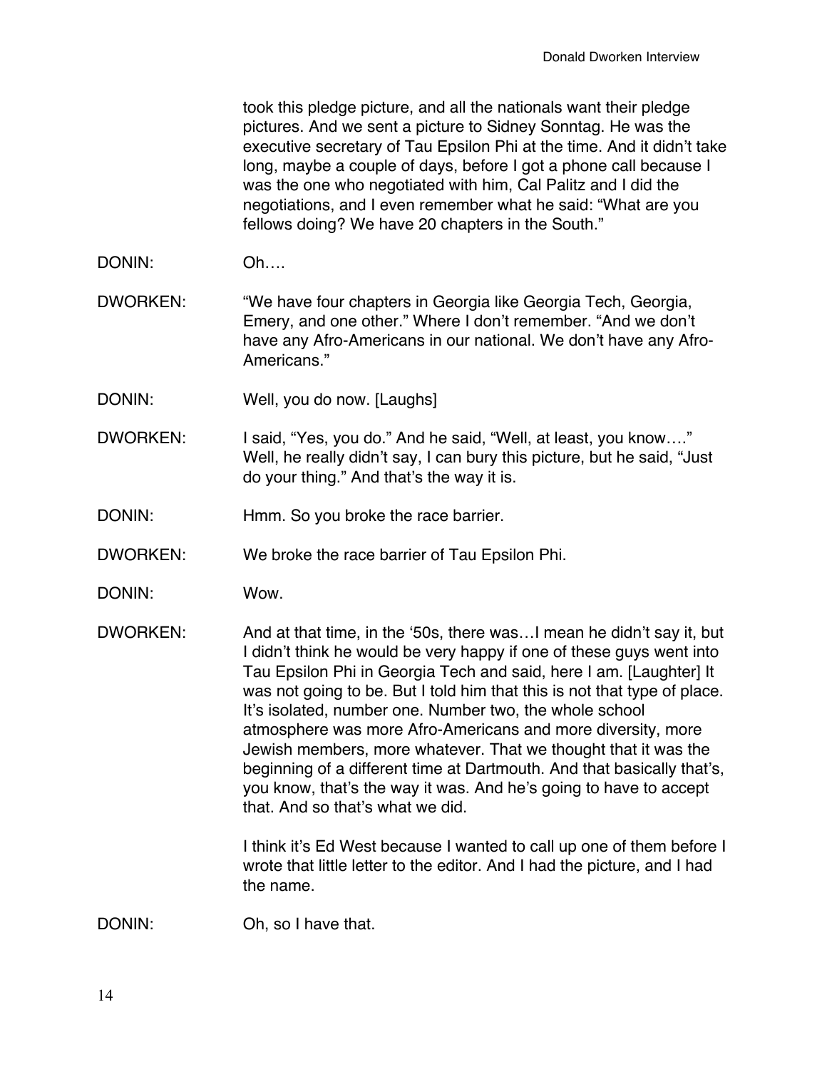took this pledge picture, and all the nationals want their pledge pictures. And we sent a picture to Sidney Sonntag. He was the executive secretary of Tau Epsilon Phi at the time. And it didn't take long, maybe a couple of days, before I got a phone call because I was the one who negotiated with him, Cal Palitz and I did the negotiations, and I even remember what he said: "What are you fellows doing? We have 20 chapters in the South."

DONIN: Oh….

DWORKEN: "We have four chapters in Georgia like Georgia Tech, Georgia, Emery, and one other." Where I don't remember. "And we don't have any Afro-Americans in our national. We don't have any Afro-Americans."

DONIN: Well, you do now. [Laughs]

DWORKEN: I said, "Yes, you do." And he said, "Well, at least, you know…." Well, he really didn't say, I can bury this picture, but he said, "Just do your thing." And that's the way it is.

DONIN: Hmm. So you broke the race barrier.

DWORKEN: We broke the race barrier of Tau Epsilon Phi.

DONIN: Wow.

DWORKEN: And at that time, in the '50s, there was…I mean he didn't say it, but I didn't think he would be very happy if one of these guys went into Tau Epsilon Phi in Georgia Tech and said, here I am. [Laughter] It was not going to be. But I told him that this is not that type of place. It's isolated, number one. Number two, the whole school atmosphere was more Afro-Americans and more diversity, more Jewish members, more whatever. That we thought that it was the beginning of a different time at Dartmouth. And that basically that's, you know, that's the way it was. And he's going to have to accept that. And so that's what we did.

I think it's Ed West because I wanted to call up one of them before I wrote that little letter to the editor. And I had the picture, and I had the name.

DONIN: Oh, so I have that.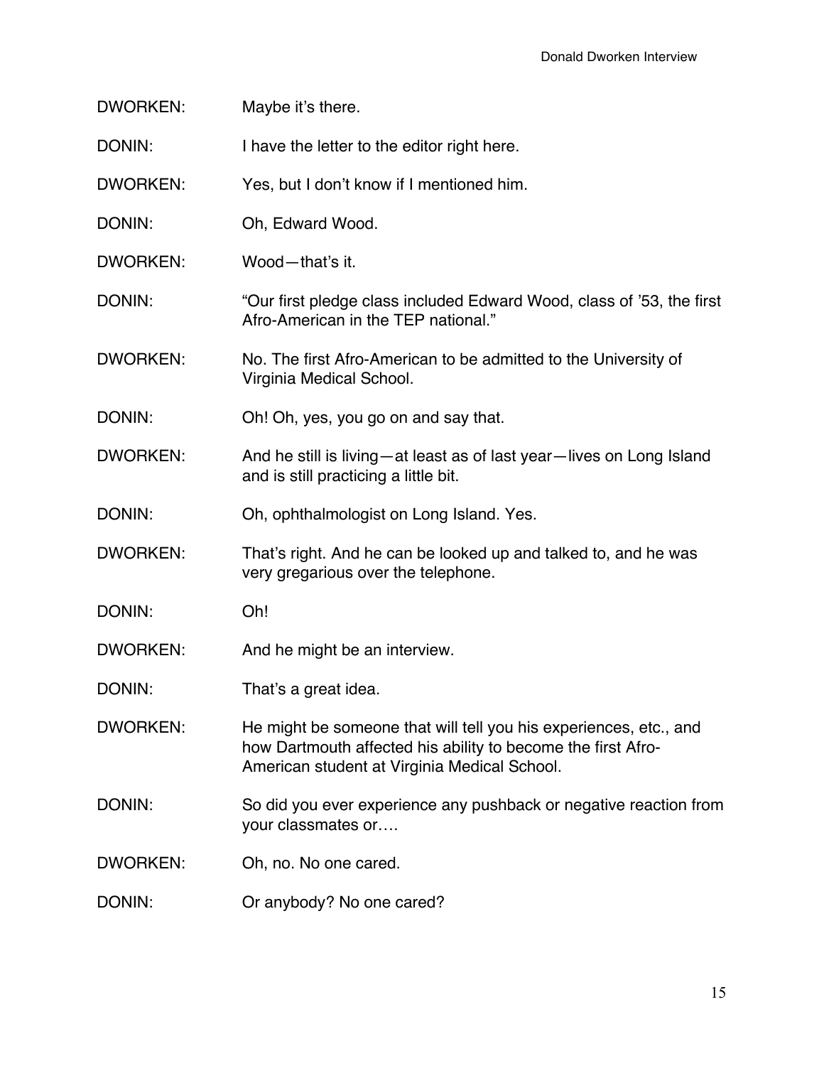DWORKEN: Maybe it's there.

DONIN: I have the letter to the editor right here.

DWORKEN: Yes, but I don't know if I mentioned him.

DONIN: Oh, Edward Wood.

DWORKEN: Wood—that's it.

DONIN: "Our first pledge class included Edward Wood, class of '53, the first Afro-American in the TEP national."

DWORKEN: No. The first Afro-American to be admitted to the University of Virginia Medical School.

DONIN: Oh! Oh, yes, you go on and say that.

DWORKEN: And he still is living—at least as of last year—lives on Long Island and is still practicing a little bit.

DONIN: Oh, ophthalmologist on Long Island. Yes.

DWORKEN: That's right. And he can be looked up and talked to, and he was very gregarious over the telephone.

DONIN: Oh!

DWORKEN: And he might be an interview.

DONIN: That's a great idea.

DWORKEN: He might be someone that will tell you his experiences, etc., and how Dartmouth affected his ability to become the first Afro-American student at Virginia Medical School.

DONIN: So did you ever experience any pushback or negative reaction from your classmates or….

DWORKEN: Oh, no. No one cared.

DONIN: Or anybody? No one cared?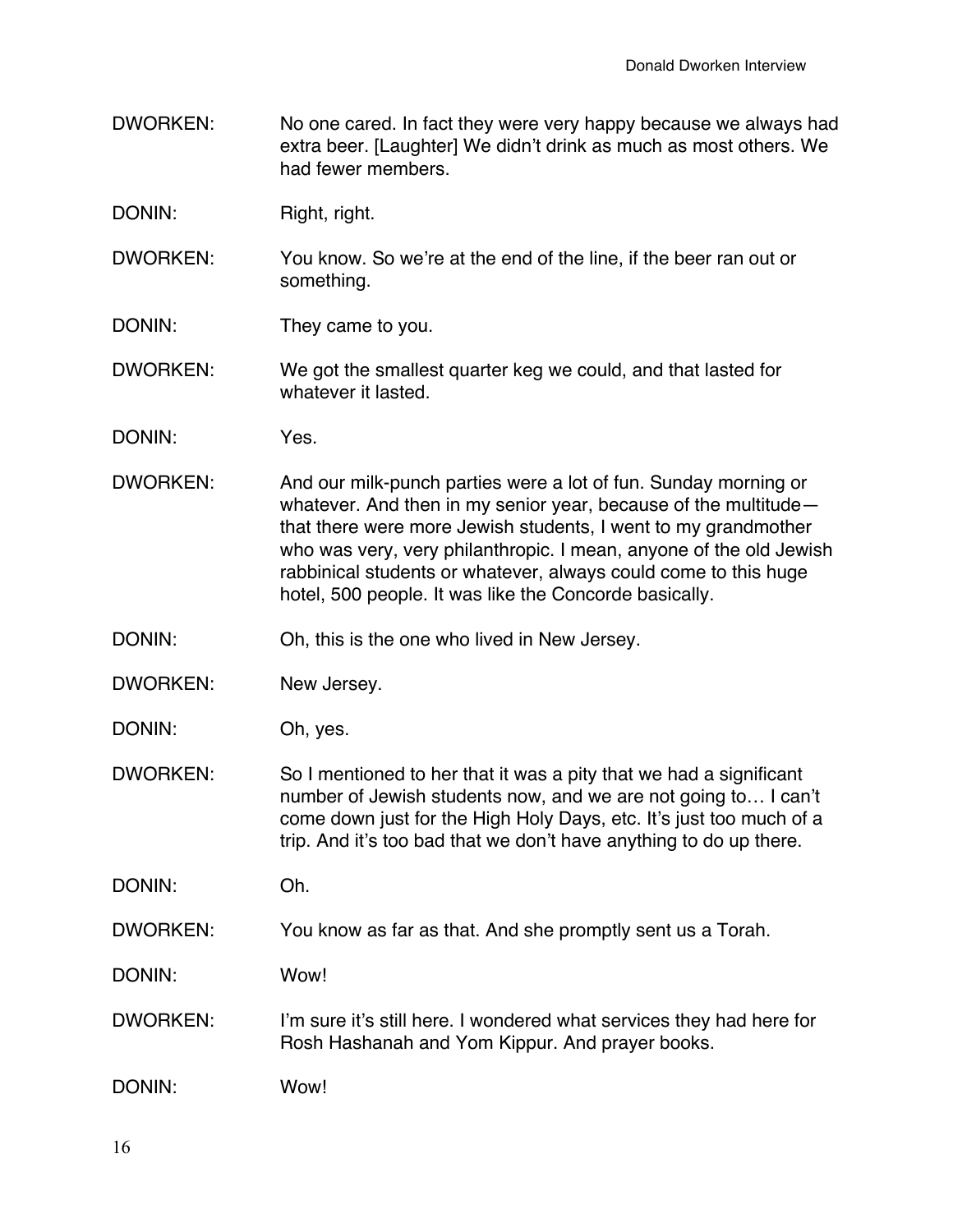DWORKEN: No one cared. In fact they were very happy because we always had extra beer. [Laughter] We didn't drink as much as most others. We had fewer members.

DONIN: Right, right.

DWORKEN: You know. So we're at the end of the line, if the beer ran out or something.

DONIN: They came to you.

DWORKEN: We got the smallest quarter keg we could, and that lasted for whatever it lasted.

DONIN: Yes.

DWORKEN: And our milk-punch parties were a lot of fun. Sunday morning or whatever. And then in my senior year, because of the multitude—that there were more Jewish students, I went to my grandmother who was very, very philanthropic. I mean, anyone of the old Jewish rabbinical students or whatever, always could come to this huge hotel, 500 people. It was like the Concorde basically.

DONIN: Oh, this is the one who lived in New Jersey.

DWORKEN: New Jersey.

DONIN: Oh, yes.

DWORKEN: So I mentioned to her that it was a pity that we had a significant number of Jewish students now, and we are not going to… I can't come down just for the High Holy Days, etc. It's just too much of a trip. And it's too bad that we don't have anything to do up there.

DONIN: Oh.

DWORKEN: You know as far as that. And she promptly sent us a Torah.

DONIN: Wow!

DWORKEN: I'm sure it's still here. I wondered what services they had here for Rosh Hashanah and Yom Kippur. And prayer books.

DONIN: Wow!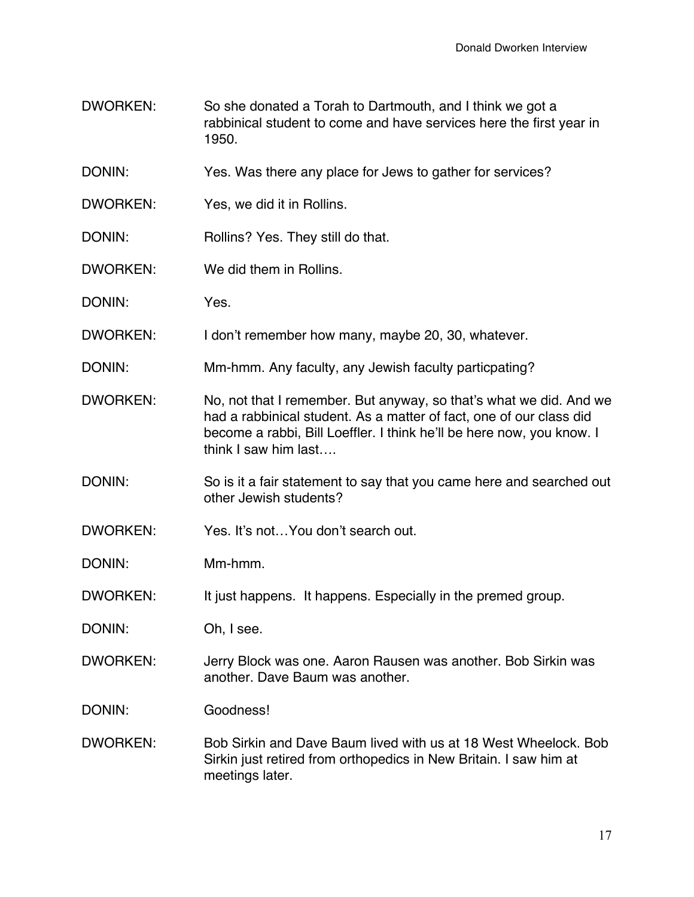DWORKEN: So she donated a Torah to Dartmouth, and I think we got a rabbinical student to come and have services here the first year in 1950.

DONIN: Yes. Was there any place for Jews to gather for services?

DWORKEN: Yes, we did it in Rollins.

DONIN: Rollins? Yes. They still do that.

DWORKEN: We did them in Rollins.

DONIN: Yes.

DWORKEN: I don't remember how many, maybe 20, 30, whatever.

DONIN: Mm-hmm. Any faculty, any Jewish faculty particpating?

DWORKEN: No, not that I remember. But anyway, so that's what we did. And we had a rabbinical student. As a matter of fact, one of our class did become a rabbi, Bill Loeffler. I think he'll be here now, you know. I think I saw him last….

DONIN: So is it a fair statement to say that you came here and searched out other Jewish students?

DWORKEN: Yes. It's not…You don't search out.

DONIN: Mm-hmm.

DWORKEN: It just happens. It happens. Especially in the premed group.

DONIN: Oh, I see.

DWORKEN: Jerry Block was one. Aaron Rausen was another. Bob Sirkin was another. Dave Baum was another.

DONIN: Goodness!

DWORKEN: Bob Sirkin and Dave Baum lived with us at 18 West Wheelock. Bob Sirkin just retired from orthopedics in New Britain. I saw him at meetings later.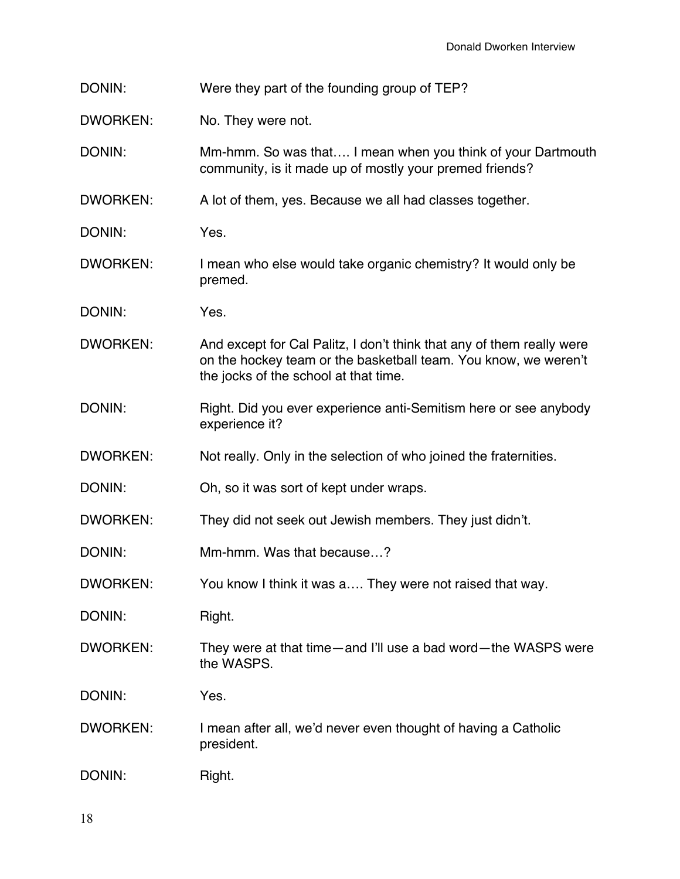DONIN: Were they part of the founding group of TEP?

DWORKEN: No. They were not.

DONIN: Mm-hmm. So was that…. I mean when you think of your Dartmouth community, is it made up of mostly your premed friends?

DWORKEN: A lot of them, yes. Because we all had classes together.

DONIN: Yes.

DWORKEN: I mean who else would take organic chemistry? It would only be premed.

DONIN: Yes.

DWORKEN: And except for Cal Palitz, I don't think that any of them really were on the hockey team or the basketball team. You know, we weren't the jocks of the school at that time.

DONIN: Right. Did you ever experience anti-Semitism here or see anybody experience it?

DWORKEN: Not really. Only in the selection of who joined the fraternities.

DONIN: Oh, so it was sort of kept under wraps.

DWORKEN: They did not seek out Jewish members. They just didn't.

DONIN: Mm-hmm. Was that because…?

DWORKEN: You know I think it was a…. They were not raised that way.

DONIN: Right.

DWORKEN: They were at that time—and I'll use a bad word—the WASPS were the WASPS.

DONIN: Yes.

DWORKEN: I mean after all, we'd never even thought of having a Catholic president.

DONIN: Right.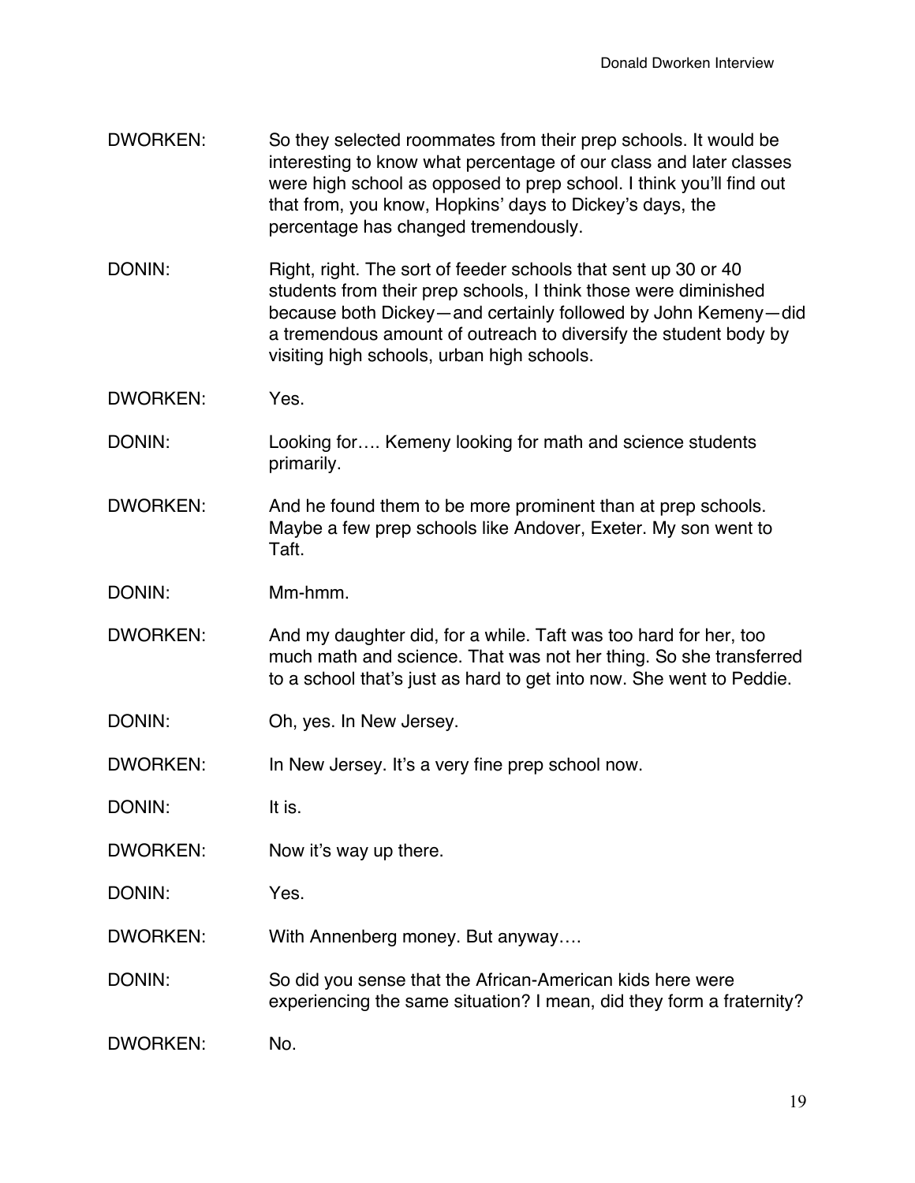DWORKEN: So they selected roommates from their prep schools. It would be interesting to know what percentage of our class and later classes were high school as opposed to prep school. I think you'll find out that from, you know, Hopkins' days to Dickey's days, the percentage has changed tremendously.

DONIN: Right, right. The sort of feeder schools that sent up 30 or 40 students from their prep schools, I think those were diminished because both Dickey—and certainly followed by John Kemeny—did a tremendous amount of outreach to diversify the student body by visiting high schools, urban high schools.

DWORKEN: Yes.

DONIN: Looking for…. Kemeny looking for math and science students primarily.

DWORKEN: And he found them to be more prominent than at prep schools. Maybe a few prep schools like Andover, Exeter. My son went to Taft.

DONIN: Mm-hmm.

DWORKEN: And my daughter did, for a while. Taft was too hard for her, too much math and science. That was not her thing. So she transferred to a school that's just as hard to get into now. She went to Peddie.

DONIN: Oh, yes. In New Jersey.

DWORKEN: In New Jersey. It's a very fine prep school now.

DONIN: It is.

DWORKEN: Now it's way up there.

DONIN: Yes.

DWORKEN: With Annenberg money. But anyway….

DONIN: So did you sense that the African-American kids here were experiencing the same situation? I mean, did they form a fraternity?

DWORKEN: No.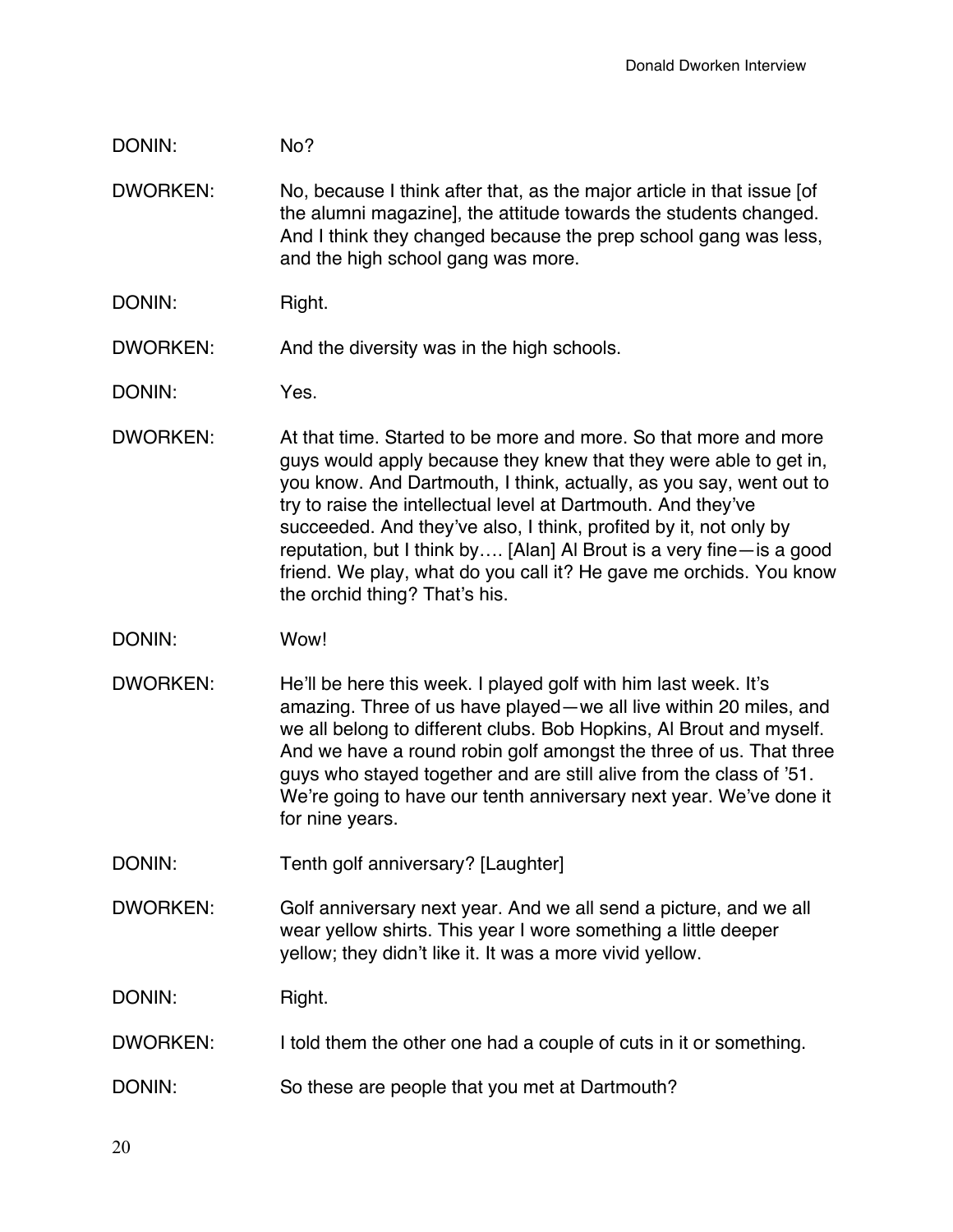DONIN: No?

DWORKEN: No, because I think after that, as the major article in that issue [of the alumni magazine], the attitude towards the students changed. And I think they changed because the prep school gang was less, and the high school gang was more.

DONIN: Right.

DWORKEN: And the diversity was in the high schools.

DONIN: Yes.

DWORKEN: At that time. Started to be more and more. So that more and more guys would apply because they knew that they were able to get in, you know. And Dartmouth, I think, actually, as you say, went out to try to raise the intellectual level at Dartmouth. And they've succeeded. And they've also, I think, profited by it, not only by reputation, but I think by…. [Alan] Al Brout is a very fine—is a good friend. We play, what do you call it? He gave me orchids. You know the orchid thing? That's his.

DONIN: Wow!

DWORKEN: He'll be here this week. I played golf with him last week. It's amazing. Three of us have played—we all live within 20 miles, and we all belong to different clubs. Bob Hopkins, Al Brout and myself. And we have a round robin golf amongst the three of us. That three guys who stayed together and are still alive from the class of '51. We're going to have our tenth anniversary next year. We've done it for nine years.

DONIN: Tenth golf anniversary? [Laughter]

DWORKEN: Golf anniversary next year. And we all send a picture, and we all wear yellow shirts. This year I wore something a little deeper yellow; they didn't like it. It was a more vivid yellow.

DONIN: Right.

DWORKEN: I told them the other one had a couple of cuts in it or something.

DONIN: So these are people that you met at Dartmouth?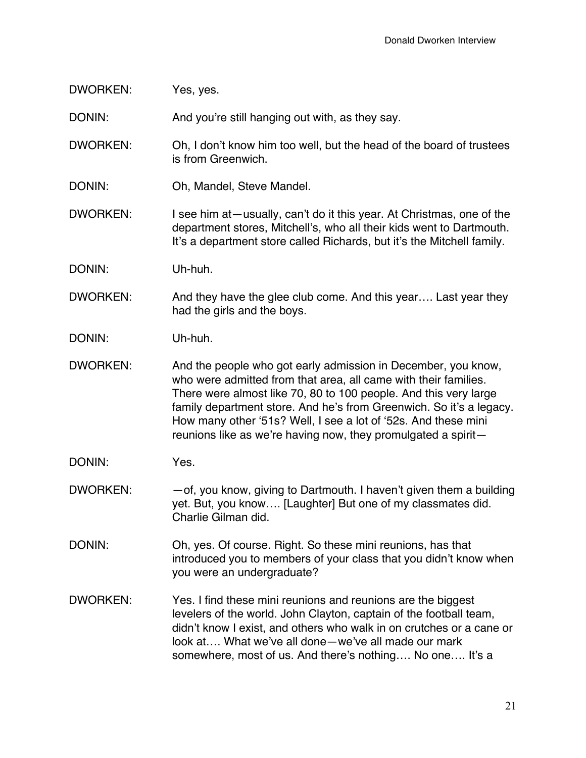DWORKEN: Yes, yes.

DONIN: And you're still hanging out with, as they say.

DWORKEN: Oh, I don't know him too well, but the head of the board of trustees is from Greenwich.

DONIN: Oh, Mandel, Steve Mandel.

DWORKEN: I see him at—usually, can't do it this year. At Christmas, one of the department stores, Mitchell's, who all their kids went to Dartmouth. It's a department store called Richards, but it's the Mitchell family.

DONIN: Uh-huh.

DWORKEN: And they have the glee club come. And this year…. Last year they had the girls and the boys.

DONIN: Uh-huh.

DWORKEN: And the people who got early admission in December, you know, who were admitted from that area, all came with their families. There were almost like 70, 80 to 100 people. And this very large family department store. And he's from Greenwich. So it's a legacy. How many other '51s? Well, I see a lot of '52s. And these mini reunions like as we're having now, they promulgated a spirit—

DONIN: Yes.

DWORKEN: —of, you know, giving to Dartmouth. I haven't given them a building yet. But, you know…. [Laughter] But one of my classmates did. Charlie Gilman did.

DONIN: Oh, yes. Of course. Right. So these mini reunions, has that introduced you to members of your class that you didn't know when you were an undergraduate?

DWORKEN: Yes. I find these mini reunions and reunions are the biggest levelers of the world. John Clayton, captain of the football team, didn't know I exist, and others who walk in on crutches or a cane or look at…. What we've all done—we've all made our mark somewhere, most of us. And there's nothing…. No one…. It's a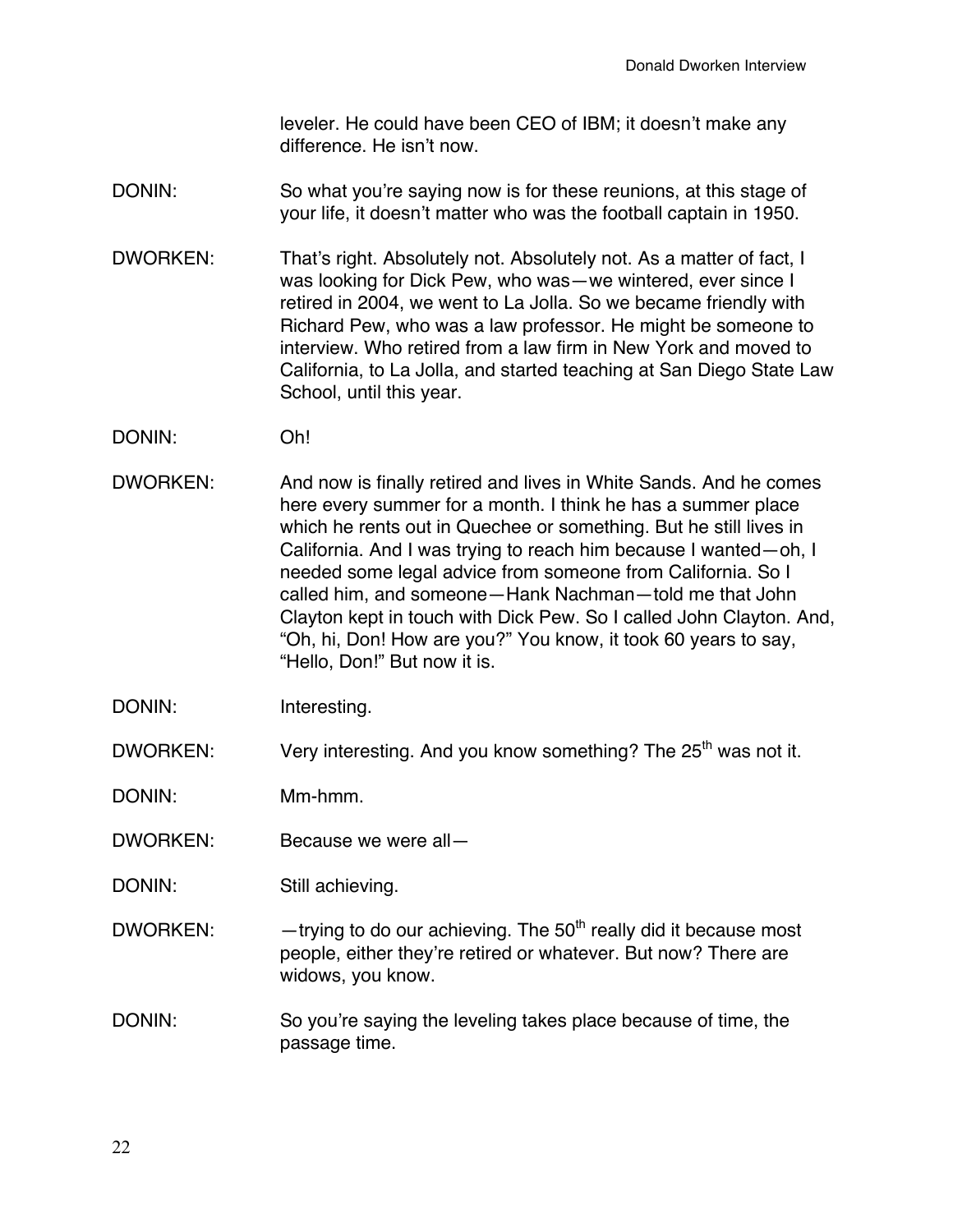leveler. He could have been CEO of IBM; it doesn't make any difference. He isn't now.

DONIN: So what you're saying now is for these reunions, at this stage of your life, it doesn't matter who was the football captain in 1950.

DWORKEN: That's right. Absolutely not. Absolutely not. As a matter of fact, I was looking for Dick Pew, who was—we wintered, ever since I retired in 2004, we went to La Jolla. So we became friendly with Richard Pew, who was a law professor. He might be someone to interview. Who retired from a law firm in New York and moved to California, to La Jolla, and started teaching at San Diego State Law School, until this year.

DONIN: Oh!

DWORKEN: And now is finally retired and lives in White Sands. And he comes here every summer for a month. I think he has a summer place which he rents out in Quechee or something. But he still lives in California. And I was trying to reach him because I wanted—oh, I needed some legal advice from someone from California. So I called him, and someone—Hank Nachman—told me that John Clayton kept in touch with Dick Pew. So I called John Clayton. And, "Oh, hi, Don! How are you?" You know, it took 60 years to say, "Hello, Don!" But now it is.

DONIN: Interesting.

DWORKEN: Very interesting. And you know something? The 25th was not it.

DONIN: Mm-hmm.

DWORKEN: Because we were all—

DONIN: Still achieving.

DWORKEN: —trying to do our achieving. The 50th really did it because most people, either they're retired or whatever. But now? There are widows, you know.

DONIN: So you're saying the leveling takes place because of time, the passage time.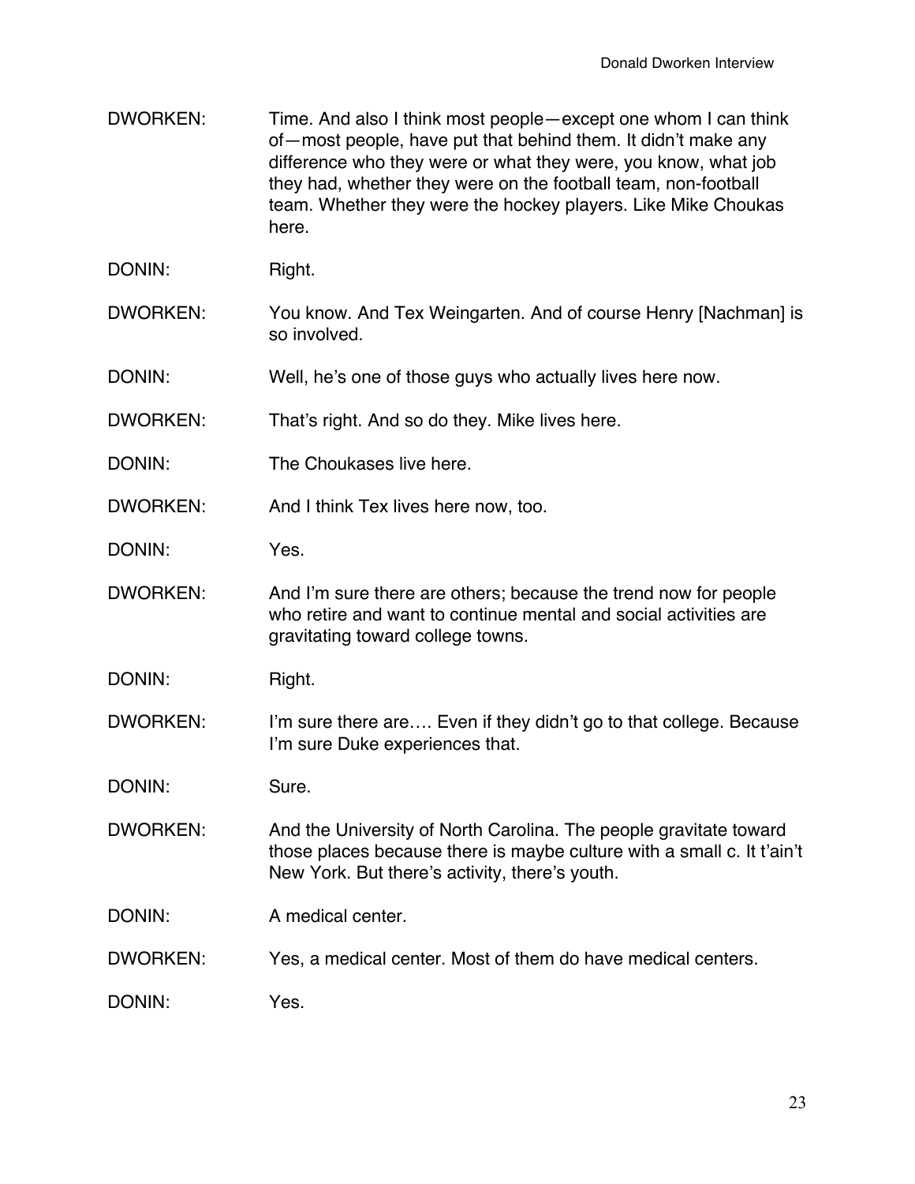DWORKEN: Time. And also I think most people—except one whom I can think of—most people, have put that behind them. It didn't make any difference who they were or what they were, you know, what job they had, whether they were on the football team, non-football team. Whether they were the hockey players. Like Mike Choukas here.

DONIN: Right.

DWORKEN: You know. And Tex Weingarten. And of course Henry [Nachman] is so involved.

DONIN: Well, he's one of those guys who actually lives here now.

DWORKEN: That's right. And so do they. Mike lives here.

DONIN: The Choukases live here.

DWORKEN: And I think Tex lives here now, too.

DONIN: Yes.

DWORKEN: And I'm sure there are others; because the trend now for people who retire and want to continue mental and social activities are gravitating toward college towns.

DONIN: Right.

DWORKEN: I'm sure there are…. Even if they didn't go to that college. Because I'm sure Duke experiences that.

DONIN: Sure.

DWORKEN: And the University of North Carolina. The people gravitate toward those places because there is maybe culture with a small c. It t'ain't New York. But there's activity, there's youth.

DONIN: A medical center.

DWORKEN: Yes, a medical center. Most of them do have medical centers.

DONIN: Yes.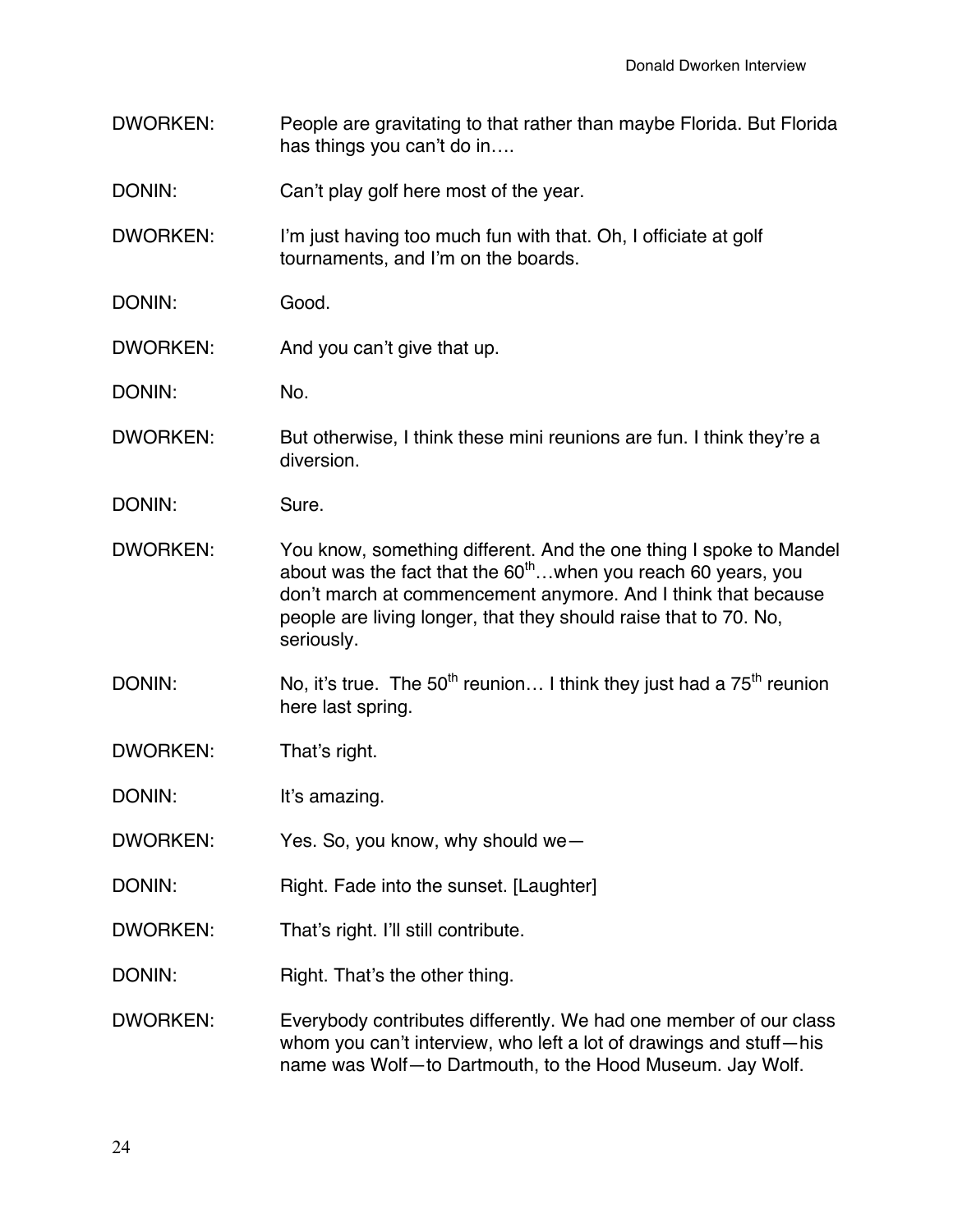DWORKEN: People are gravitating to that rather than maybe Florida. But Florida has things you can't do in….

DONIN: Can't play golf here most of the year.

DWORKEN: I'm just having too much fun with that. Oh, I officiate at golf tournaments, and I'm on the boards.

DONIN: Good.

DWORKEN: And you can't give that up.

DONIN: No.

DWORKEN: But otherwise, I think these mini reunions are fun. I think they're a diversion.

DONIN: Sure.

DWORKEN: You know, something different. And the one thing I spoke to Mandel about was the fact that the 60th…when you reach 60 years, you don't march at commencement anymore. And I think that because people are living longer, that they should raise that to 70. No, seriously.

DONIN: No, it's true. The 50th reunion… I think they just had a 75th reunion here last spring.

DWORKEN: That's right.

DONIN: It's amazing.

DWORKEN: Yes. So, you know, why should we—

DONIN: Right. Fade into the sunset. [Laughter]

DWORKEN: That's right. I'll still contribute.

DONIN: Right. That's the other thing.

DWORKEN: Everybody contributes differently. We had one member of our class whom you can't interview, who left a lot of drawings and stuff—his name was Wolf—to Dartmouth, to the Hood Museum. Jay Wolf.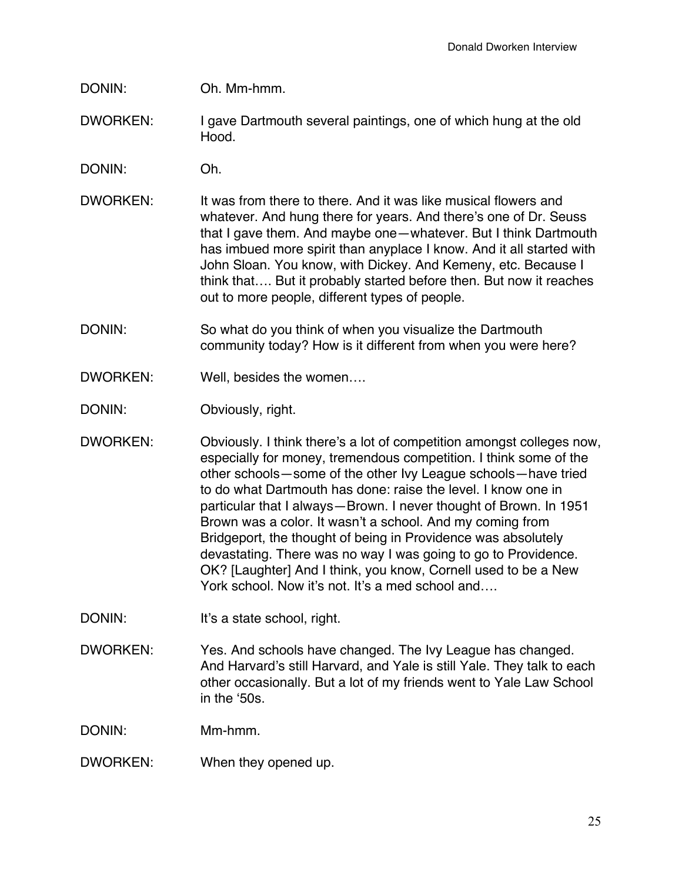DONIN: Oh. Mm-hmm.

DWORKEN: I gave Dartmouth several paintings, one of which hung at the old Hood.

DONIN: Oh.

DWORKEN: It was from there to there. And it was like musical flowers and whatever. And hung there for years. And there's one of Dr. Seuss that I gave them. And maybe one—whatever. But I think Dartmouth has imbued more spirit than anyplace I know. And it all started with John Sloan. You know, with Dickey. And Kemeny, etc. Because I think that…. But it probably started before then. But now it reaches out to more people, different types of people.

DONIN: So what do you think of when you visualize the Dartmouth community today? How is it different from when you were here?

DWORKEN: Well, besides the women….

DONIN: Obviously, right.

DWORKEN: Obviously. I think there's a lot of competition amongst colleges now, especially for money, tremendous competition. I think some of the other schools—some of the other Ivy League schools—have tried to do what Dartmouth has done: raise the level. I know one in particular that I always—Brown. I never thought of Brown. In 1951 Brown was a color. It wasn't a school. And my coming from Bridgeport, the thought of being in Providence was absolutely devastating. There was no way I was going to go to Providence. OK? [Laughter] And I think, you know, Cornell used to be a New York school. Now it's not. It's a med school and….

DONIN: It's a state school, right.

DWORKEN: Yes. And schools have changed. The Ivy League has changed. And Harvard's still Harvard, and Yale is still Yale. They talk to each other occasionally. But a lot of my friends went to Yale Law School in the '50s.

DONIN: Mm-hmm.

DWORKEN: When they opened up.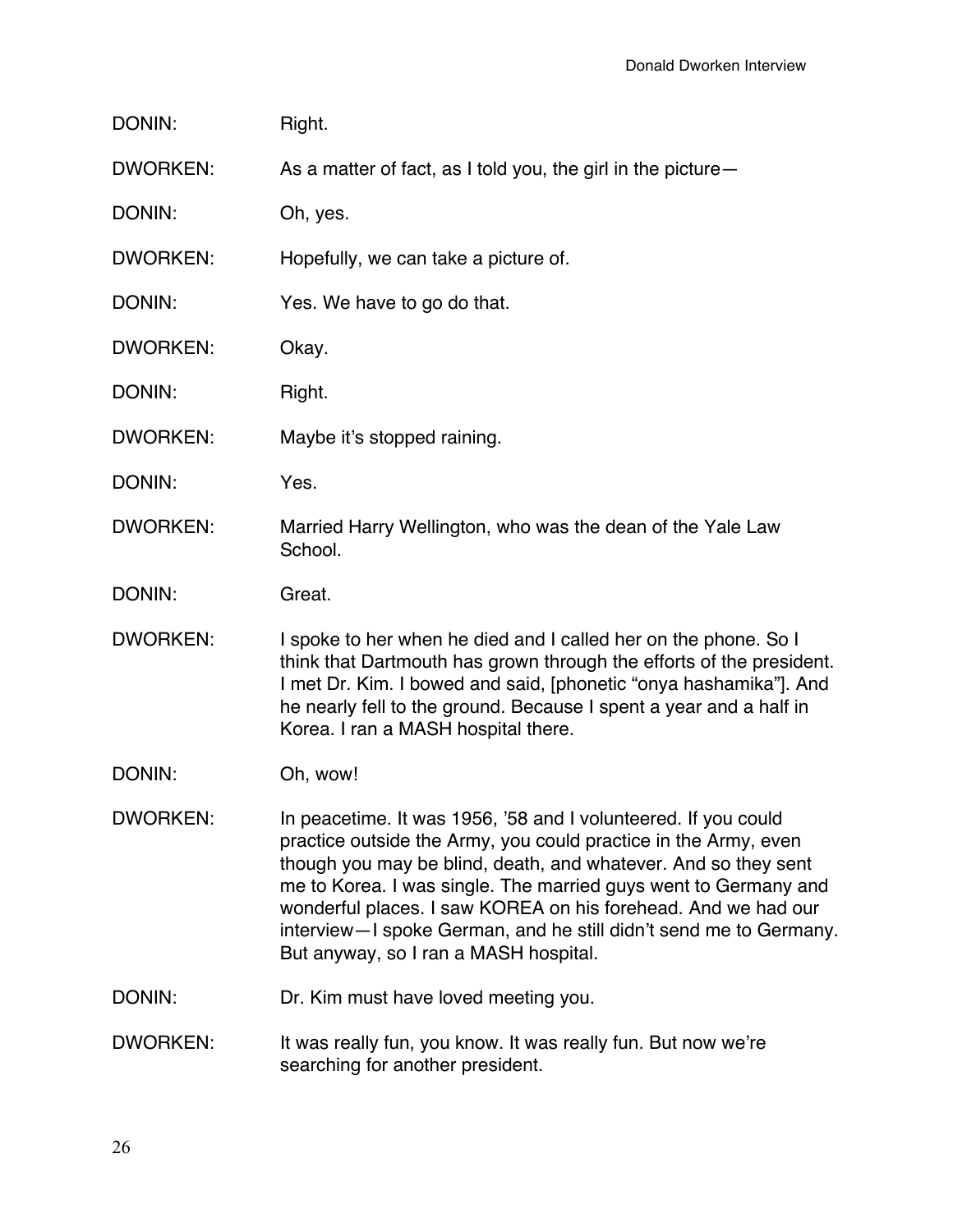DONIN: Right.

DWORKEN: As a matter of fact, as I told you, the girl in the picture—

DONIN: Oh, yes.

DWORKEN: Hopefully, we can take a picture of.

DONIN: Yes. We have to go do that.

DWORKEN: Okay.

DONIN: Right.

DWORKEN: Maybe it's stopped raining.

DONIN: Yes.

DWORKEN: Married Harry Wellington, who was the dean of the Yale Law School.

DONIN: Great.

DWORKEN: I spoke to her when he died and I called her on the phone. So I think that Dartmouth has grown through the efforts of the president. I met Dr. Kim. I bowed and said, [phonetic "onya hashamika"]. And he nearly fell to the ground. Because I spent a year and a half in Korea. I ran a MASH hospital there.

DONIN: Oh, wow!

DWORKEN: In peacetime. It was 1956, '58 and I volunteered. If you could practice outside the Army, you could practice in the Army, even though you may be blind, death, and whatever. And so they sent me to Korea. I was single. The married guys went to Germany and wonderful places. I saw KOREA on his forehead. And we had our interview—I spoke German, and he still didn't send me to Germany. But anyway, so I ran a MASH hospital.

DONIN: Dr. Kim must have loved meeting you.

DWORKEN: It was really fun, you know. It was really fun. But now we're searching for another president.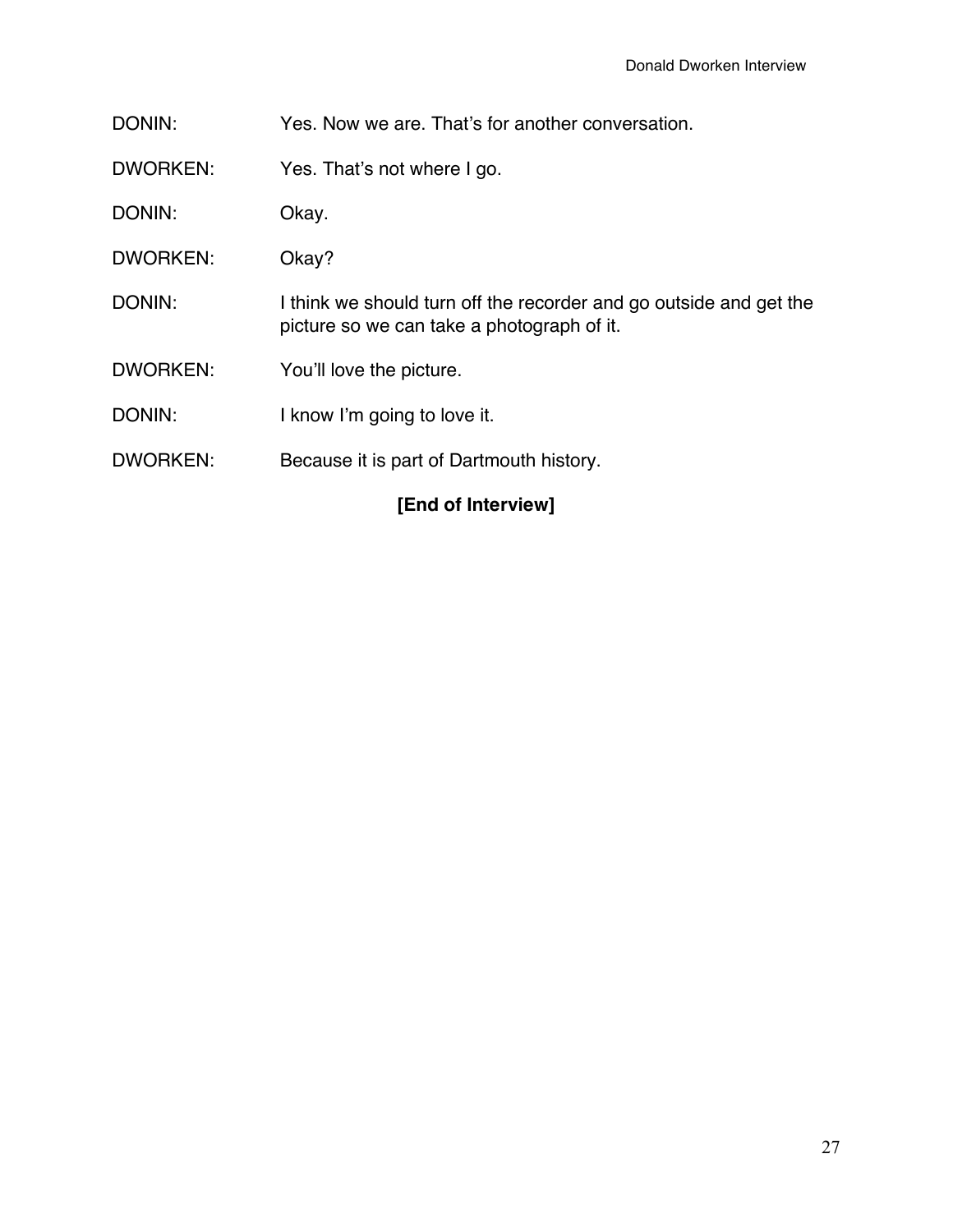DONIN: Yes. Now we are. That's for another conversation.

DWORKEN: Yes. That's not where I go.

DONIN: Okay.

DWORKEN: Okay?

DONIN: I think we should turn off the recorder and go outside and get the picture so we can take a photograph of it.

DWORKEN: You'll love the picture.

DONIN: I know I'm going to love it.

DWORKEN: Because it is part of Dartmouth history.

**[End of Interview]**